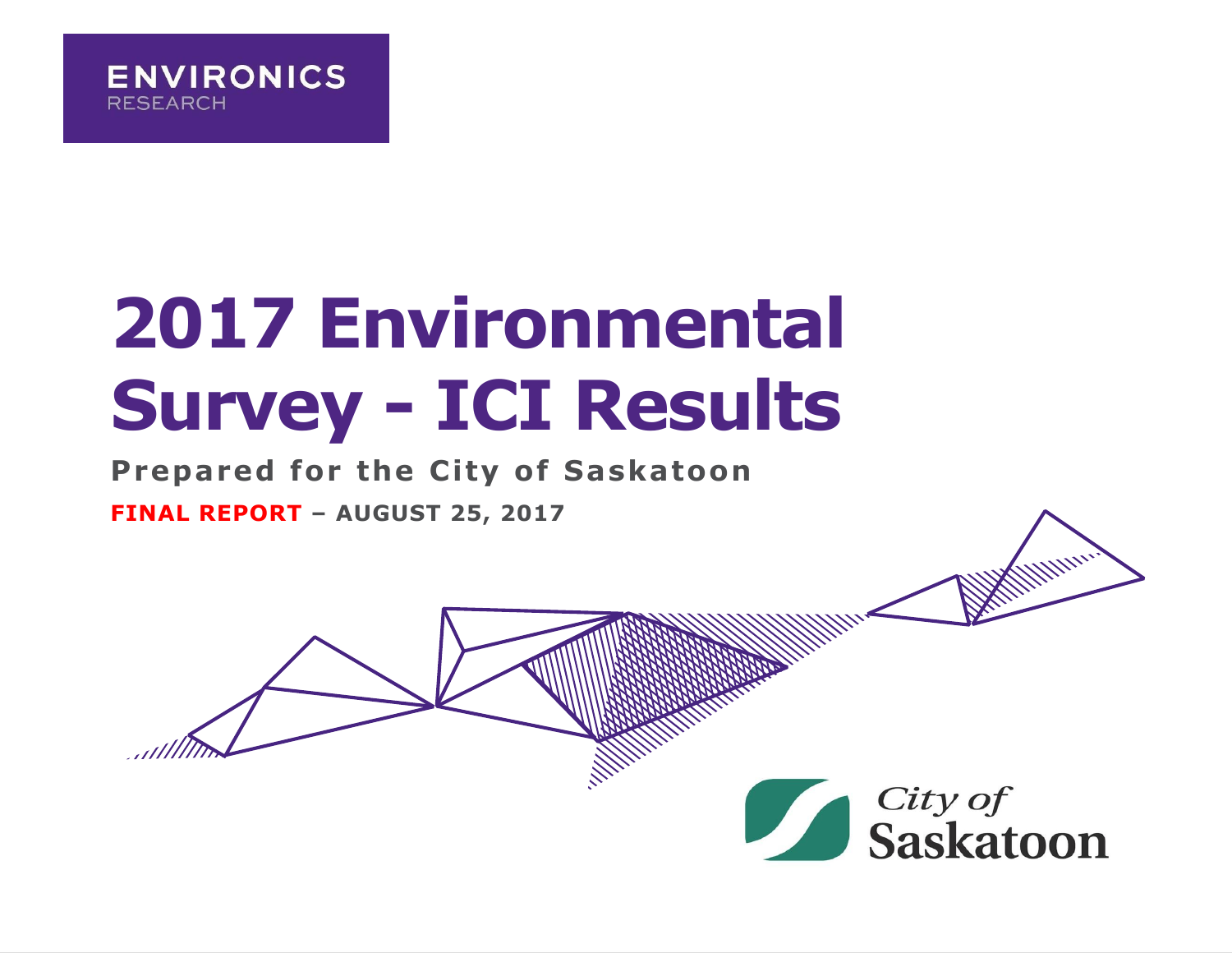ENVIRONICS
RESEARCH

# 2017 Environmental Survey - ICI Results

**Prepared for the City of Saskatoon**

**FINAL REPORT – AUGUST 25, 2017**

City of Saskatoon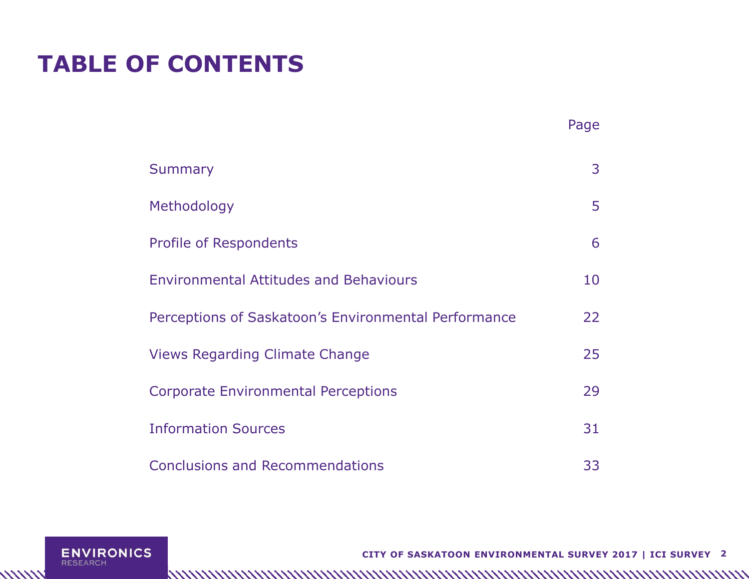# TABLE OF CONTENTS

| | Page |
|---|---|
| Summary | 3 |
| Methodology | 5 |
| Profile of Respondents | 6 |
| Environmental Attitudes and Behaviours | 10 |
| Perceptions of Saskatoon's Environmental Performance | 22 |
| Views Regarding Climate Change | 25 |
| Corporate Environmental Perceptions | 29 |
| Information Sources | 31 |
| Conclusions and Recommendations | 33 |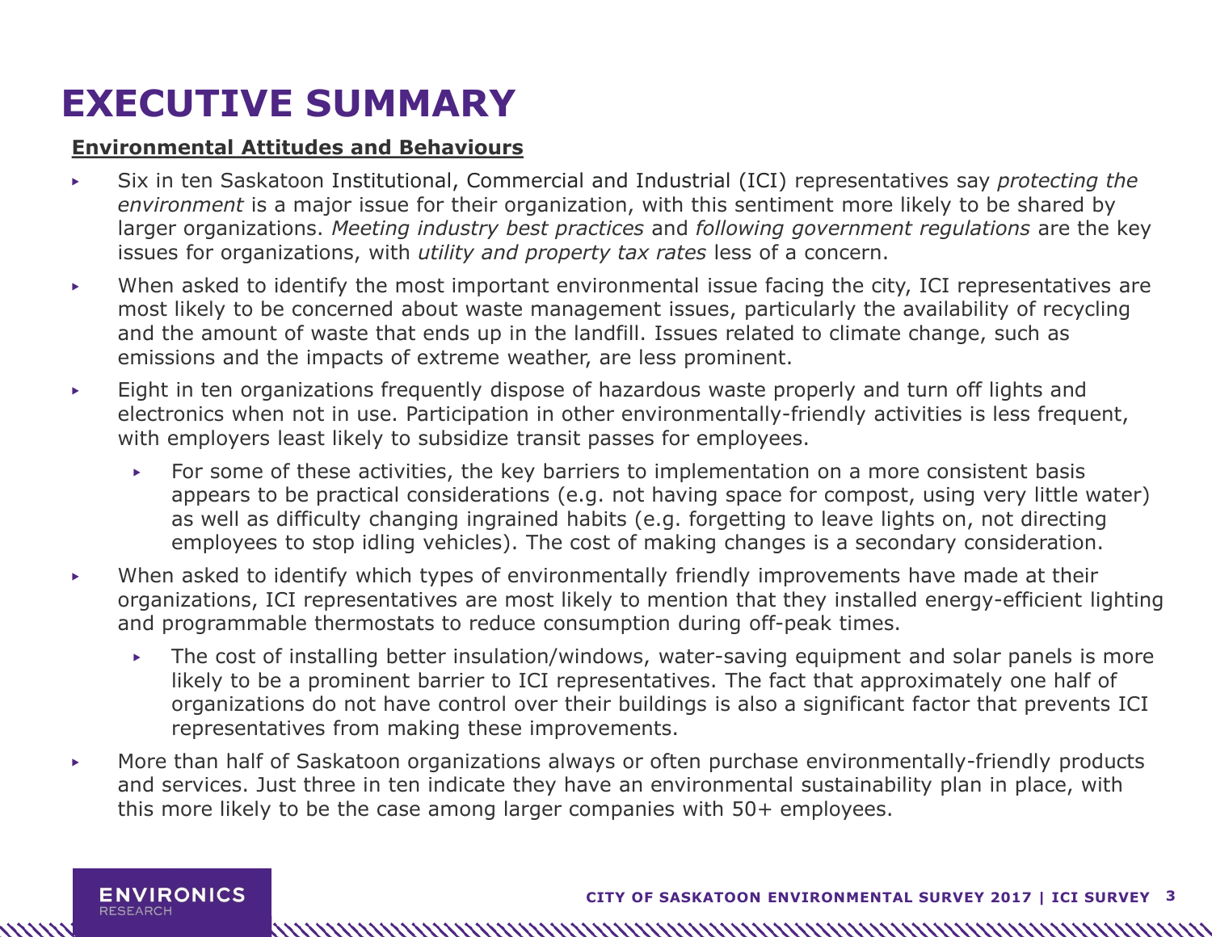# EXECUTIVE SUMMARY

**Environmental Attitudes and Behaviours**

- Six in ten Saskatoon Institutional, Commercial and Industrial (ICI) representatives say *protecting the environment* is a major issue for their organization, with this sentiment more likely to be shared by larger organizations. *Meeting industry best practices* and *following government regulations* are the key issues for organizations, with *utility and property tax rates* less of a concern.
- When asked to identify the most important environmental issue facing the city, ICI representatives are most likely to be concerned about waste management issues, particularly the availability of recycling and the amount of waste that ends up in the landfill. Issues related to climate change, such as emissions and the impacts of extreme weather, are less prominent.
- Eight in ten organizations frequently dispose of hazardous waste properly and turn off lights and electronics when not in use. Participation in other environmentally-friendly activities is less frequent, with employers least likely to subsidize transit passes for employees.
  - For some of these activities, the key barriers to implementation on a more consistent basis appears to be practical considerations (e.g. not having space for compost, using very little water) as well as difficulty changing ingrained habits (e.g. forgetting to leave lights on, not directing employees to stop idling vehicles). The cost of making changes is a secondary consideration.
- When asked to identify which types of environmentally friendly improvements have made at their organizations, ICI representatives are most likely to mention that they installed energy-efficient lighting and programmable thermostats to reduce consumption during off-peak times.
  - The cost of installing better insulation/windows, water-saving equipment and solar panels is more likely to be a prominent barrier to ICI representatives. The fact that approximately one half of organizations do not have control over their buildings is also a significant factor that prevents ICI representatives from making these improvements.
- More than half of Saskatoon organizations always or often purchase environmentally-friendly products and services. Just three in ten indicate they have an environmental sustainability plan in place, with this more likely to be the case among larger companies with 50+ employees.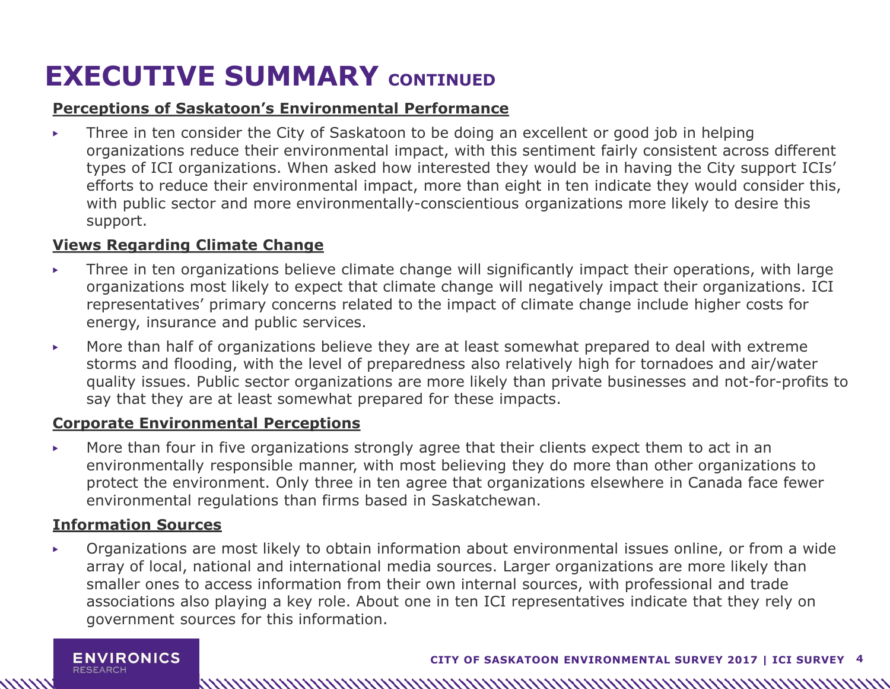# EXECUTIVE SUMMARY CONTINUED

**Perceptions of Saskatoon's Environmental Performance**

- Three in ten consider the City of Saskatoon to be doing an excellent or good job in helping organizations reduce their environmental impact, with this sentiment fairly consistent across different types of ICI organizations. When asked how interested they would be in having the City support ICIs' efforts to reduce their environmental impact, more than eight in ten indicate they would consider this, with public sector and more environmentally-conscientious organizations more likely to desire this support.

**Views Regarding Climate Change**

- Three in ten organizations believe climate change will significantly impact their operations, with large organizations most likely to expect that climate change will negatively impact their organizations. ICI representatives' primary concerns related to the impact of climate change include higher costs for energy, insurance and public services.
- More than half of organizations believe they are at least somewhat prepared to deal with extreme storms and flooding, with the level of preparedness also relatively high for tornadoes and air/water quality issues. Public sector organizations are more likely than private businesses and not-for-profits to say that they are at least somewhat prepared for these impacts.

**Corporate Environmental Perceptions**

- More than four in five organizations strongly agree that their clients expect them to act in an environmentally responsible manner, with most believing they do more than other organizations to protect the environment. Only three in ten agree that organizations elsewhere in Canada face fewer environmental regulations than firms based in Saskatchewan.

**Information Sources**

- Organizations are most likely to obtain information about environmental issues online, or from a wide array of local, national and international media sources. Larger organizations are more likely than smaller ones to access information from their own internal sources, with professional and trade associations also playing a key role. About one in ten ICI representatives indicate that they rely on government sources for this information.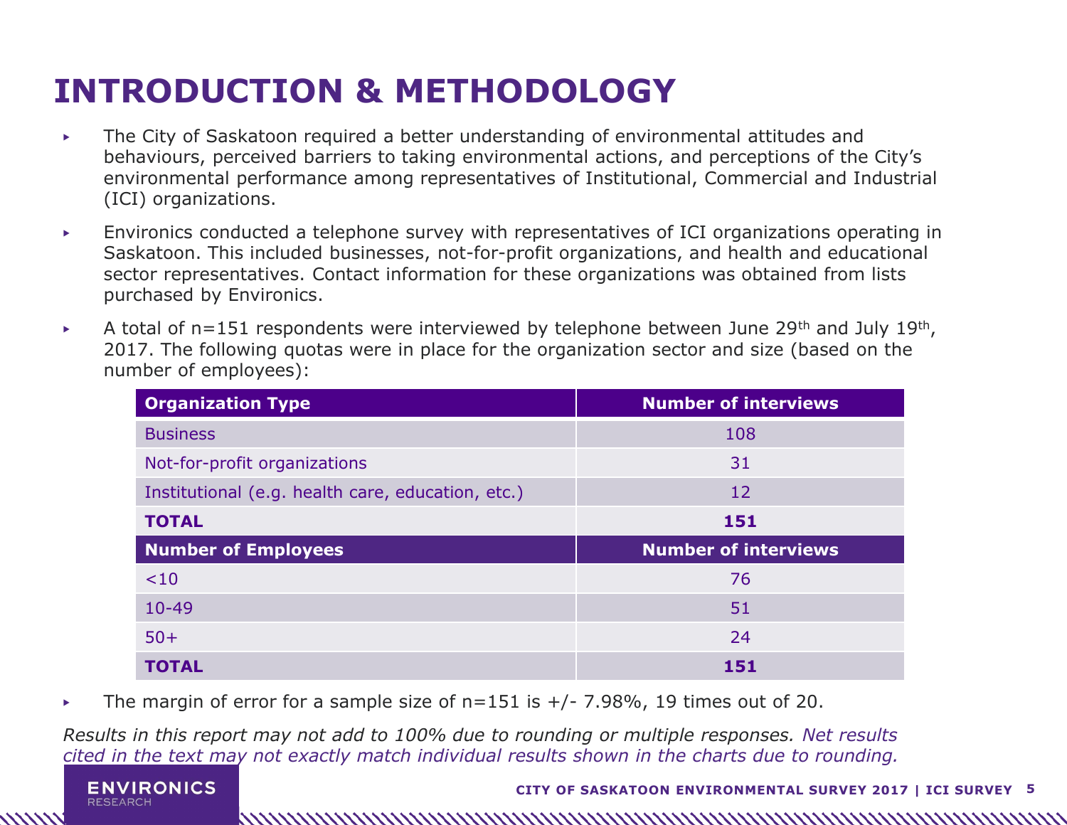# INTRODUCTION & METHODOLOGY

- The City of Saskatoon required a better understanding of environmental attitudes and behaviours, perceived barriers to taking environmental actions, and perceptions of the City's environmental performance among representatives of Institutional, Commercial and Industrial (ICI) organizations.
- Environics conducted a telephone survey with representatives of ICI organizations operating in Saskatoon. This included businesses, not-for-profit organizations, and health and educational sector representatives. Contact information for these organizations was obtained from lists purchased by Environics.
- A total of n=151 respondents were interviewed by telephone between June 29th and July 19th, 2017. The following quotas were in place for the organization sector and size (based on the number of employees):

| Organization Type | Number of interviews |
|---|---|
| Business | 108 |
| Not-for-profit organizations | 31 |
| Institutional (e.g. health care, education, etc.) | 12 |
| **TOTAL** | **151** |
| **Number of Employees** | **Number of interviews** |
| <10 | 76 |
| 10-49 | 51 |
| 50+ | 24 |
| **TOTAL** | **151** |

- The margin of error for a sample size of n=151 is +/- 7.98%, 19 times out of 20.

*Results in this report may not add to 100% due to rounding or multiple responses. Net results cited in the text may not exactly match individual results shown in the charts due to rounding.*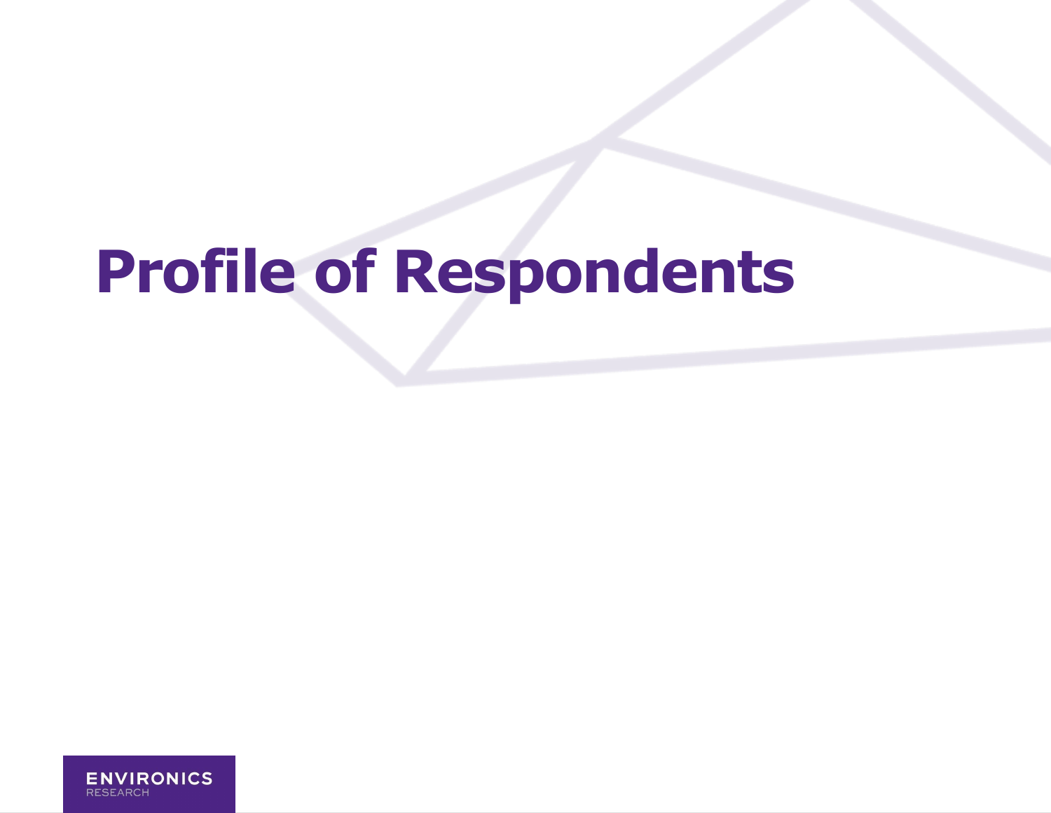# Profile of Respondents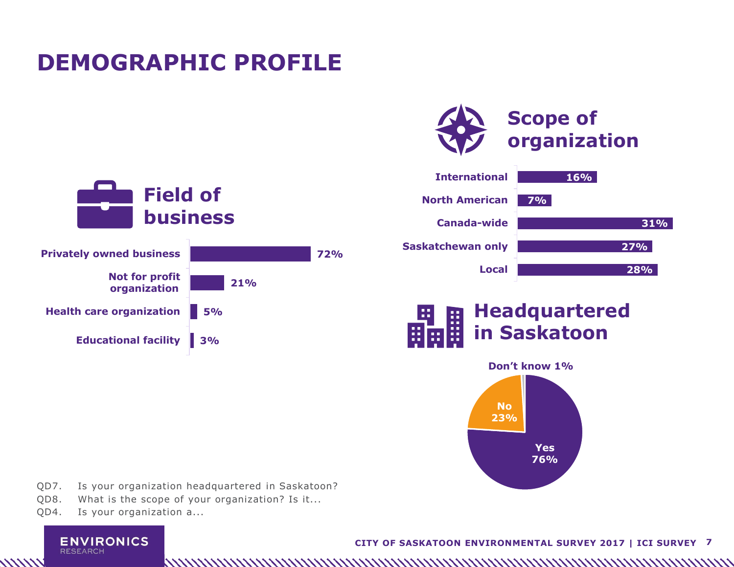# DEMOGRAPHIC PROFILE

## Field of business

| Field of business | % |
|---|---|
| Privately owned business | 72% |
| Not for profit organization | 21% |
| Health care organization | 5% |
| Educational facility | 3% |

## Scope of organization

| Scope | % |
|---|---|
| International | 16% |
| North American | 7% |
| Canada-wide | 31% |
| Saskatchewan only | 27% |
| Local | 28% |

## Headquartered in Saskatoon

| Response | % |
|---|---|
| Yes | 76% |
| No | 23% |
| Don't know | 1% |

QD7. Is your organization headquartered in Saskatoon?
QD8. What is the scope of your organization? Is it...
QD4. Is your organization a...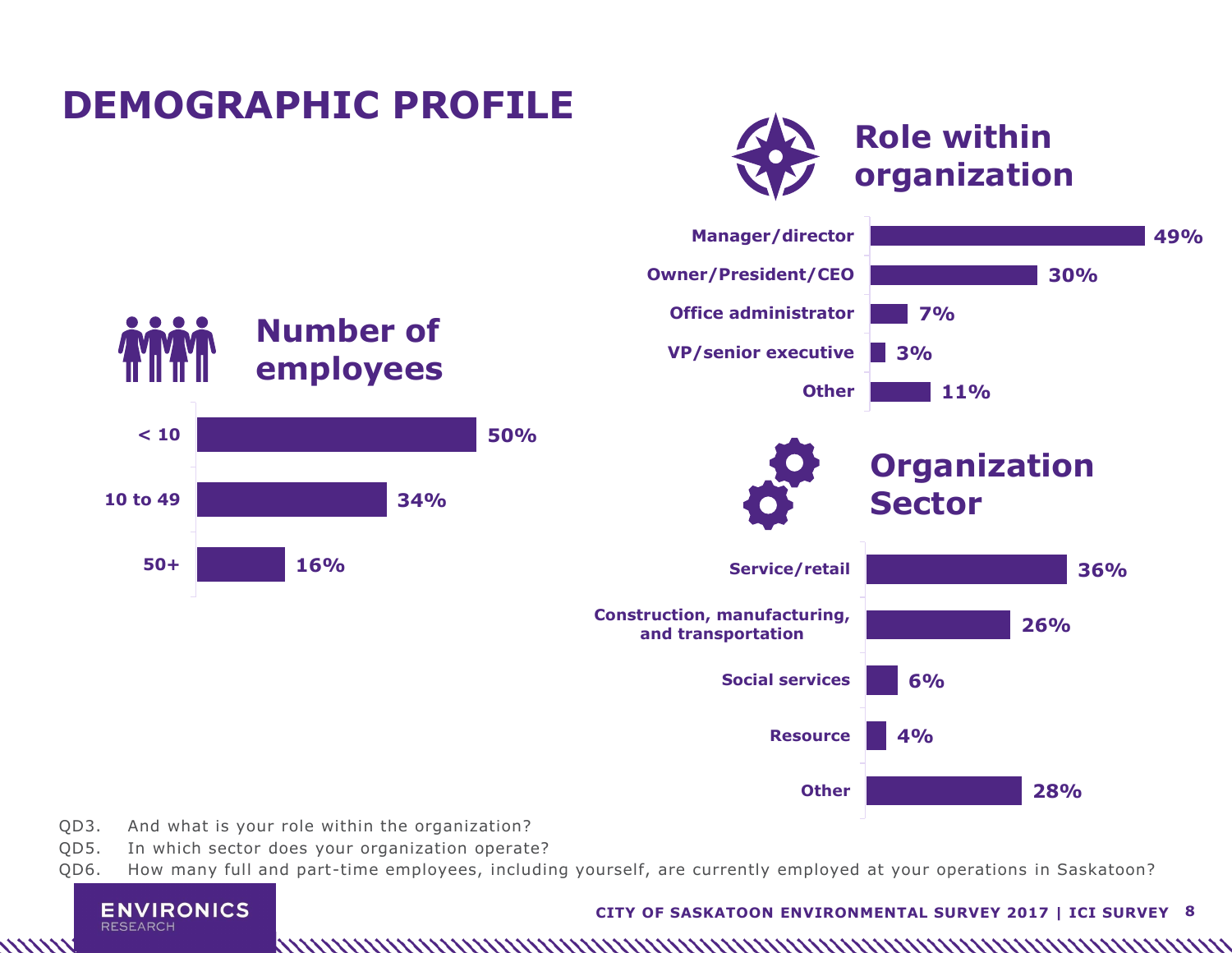# DEMOGRAPHIC PROFILE

## Number of employees

| Number of employees | % |
|---|---|
| < 10 | 50% |
| 10 to 49 | 34% |
| 50+ | 16% |

## Role within organization

| Role | % |
|---|---|
| Manager/director | 49% |
| Owner/President/CEO | 30% |
| Office administrator | 7% |
| VP/senior executive | 3% |
| Other | 11% |

## Organization Sector

| Sector | % |
|---|---|
| Service/retail | 36% |
| Construction, manufacturing, and transportation | 26% |
| Social services | 6% |
| Resource | 4% |
| Other | 28% |

QD3. And what is your role within the organization?

QD5. In which sector does your organization operate?

QD6. How many full and part-time employees, including yourself, are currently employed at your operations in Saskatoon?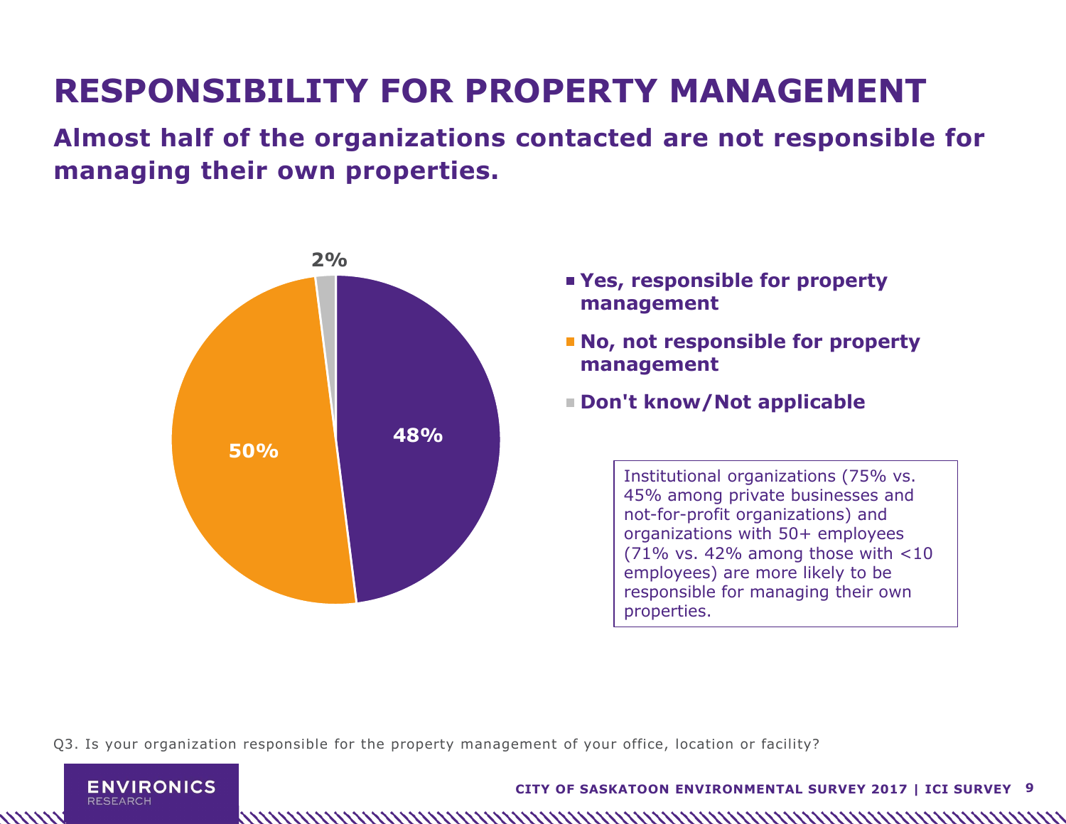# RESPONSIBILITY FOR PROPERTY MANAGEMENT

## Almost half of the organizations contacted are not responsible for managing their own properties.

| Response | % |
|---|---|
| Yes, responsible for property management | 48% |
| No, not responsible for property management | 50% |
| Don't know/Not applicable | 2% |

Institutional organizations (75% vs. 45% among private businesses and not-for-profit organizations) and organizations with 50+ employees (71% vs. 42% among those with <10 employees) are more likely to be responsible for managing their own properties.

Q3. Is your organization responsible for the property management of your office, location or facility?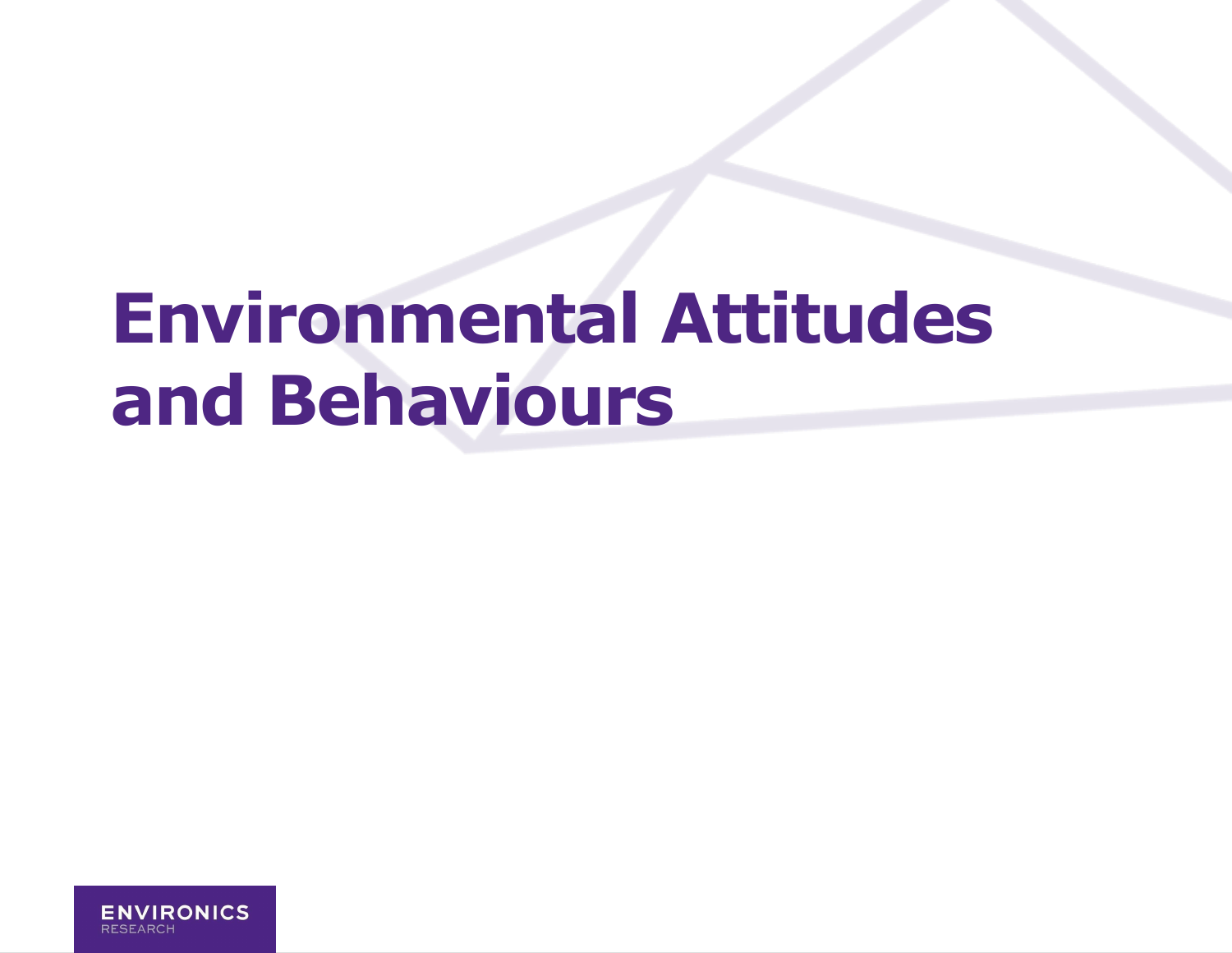# Environmental Attitudes and Behaviours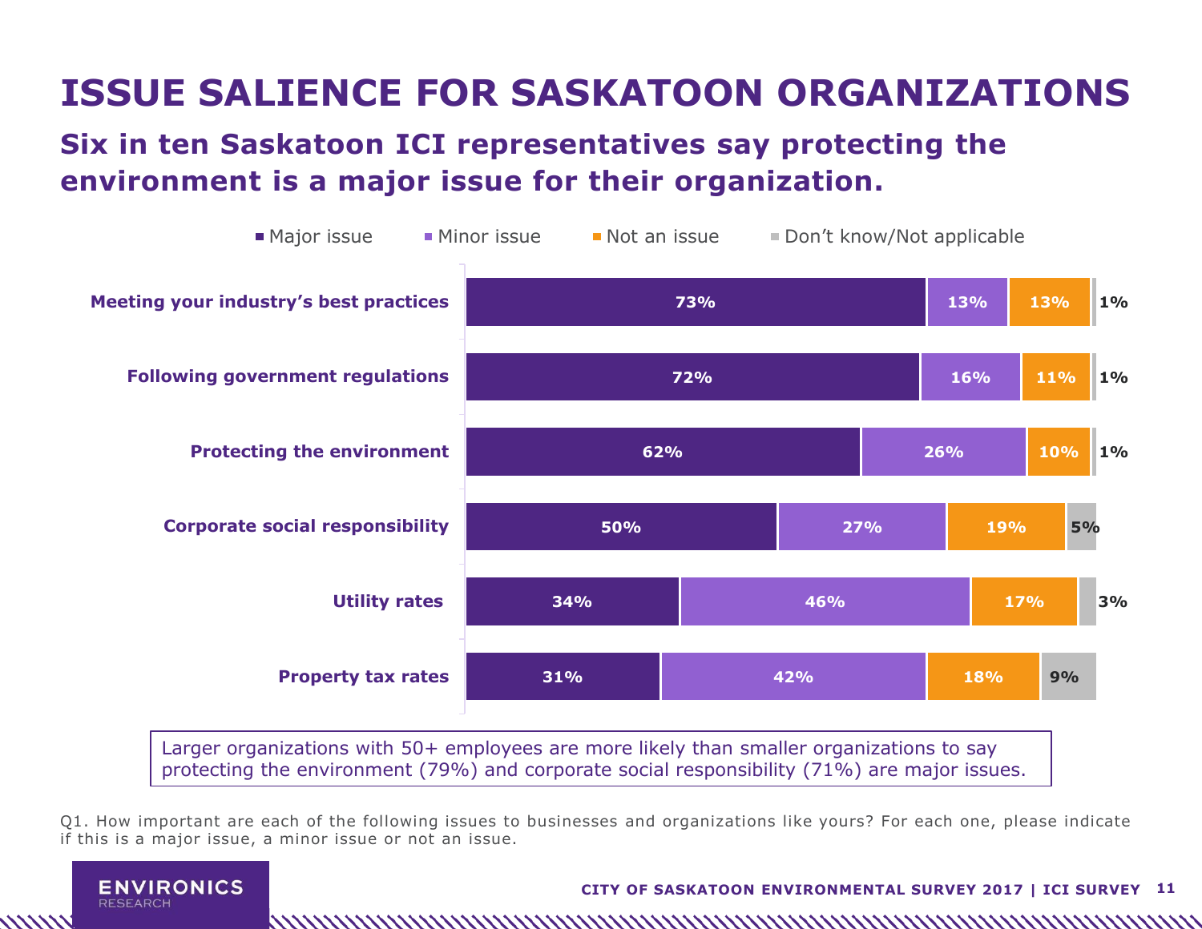# ISSUE SALIENCE FOR SASKATOON ORGANIZATIONS

## Six in ten Saskatoon ICI representatives say protecting the environment is a major issue for their organization.

| | Major issue | Minor issue | Not an issue | Don't know/Not applicable |
|---|---|---|---|---|
| Meeting your industry's best practices | 73% | 13% | 13% | 1% |
| Following government regulations | 72% | 16% | 11% | 1% |
| Protecting the environment | 62% | 26% | 10% | 1% |
| Corporate social responsibility | 50% | 27% | 19% | 5% |
| Utility rates | 34% | 46% | 17% | 3% |
| Property tax rates | 31% | 42% | 18% | 9% |

Larger organizations with 50+ employees are more likely than smaller organizations to say protecting the environment (79%) and corporate social responsibility (71%) are major issues.

Q1. How important are each of the following issues to businesses and organizations like yours? For each one, please indicate if this is a major issue, a minor issue or not an issue.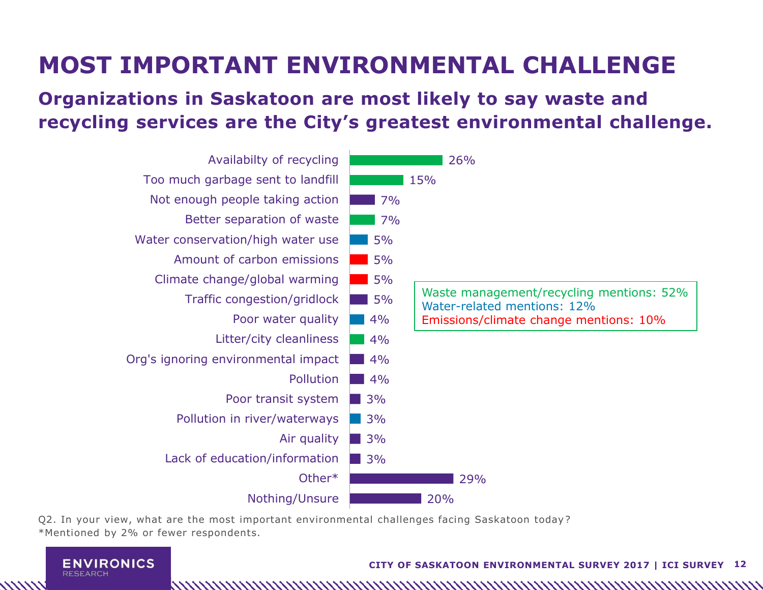# MOST IMPORTANT ENVIRONMENTAL CHALLENGE

## Organizations in Saskatoon are most likely to say waste and recycling services are the City's greatest environmental challenge.

| Challenge | % |
|---|---|
| Availabilty of recycling | 26% |
| Too much garbage sent to landfill | 15% |
| Not enough people taking action | 7% |
| Better separation of waste | 7% |
| Water conservation/high water use | 5% |
| Amount of carbon emissions | 5% |
| Climate change/global warming | 5% |
| Traffic congestion/gridlock | 5% |
| Poor water quality | 4% |
| Litter/city cleanliness | 4% |
| Org's ignoring environmental impact | 4% |
| Pollution | 4% |
| Poor transit system | 3% |
| Pollution in river/waterways | 3% |
| Air quality | 3% |
| Lack of education/information | 3% |
| Other* | 29% |
| Nothing/Unsure | 20% |

Waste management/recycling mentions: 52%
Water-related mentions: 12%
Emissions/climate change mentions: 10%

Q2. In your view, what are the most important environmental challenges facing Saskatoon today?
*Mentioned by 2% or fewer respondents.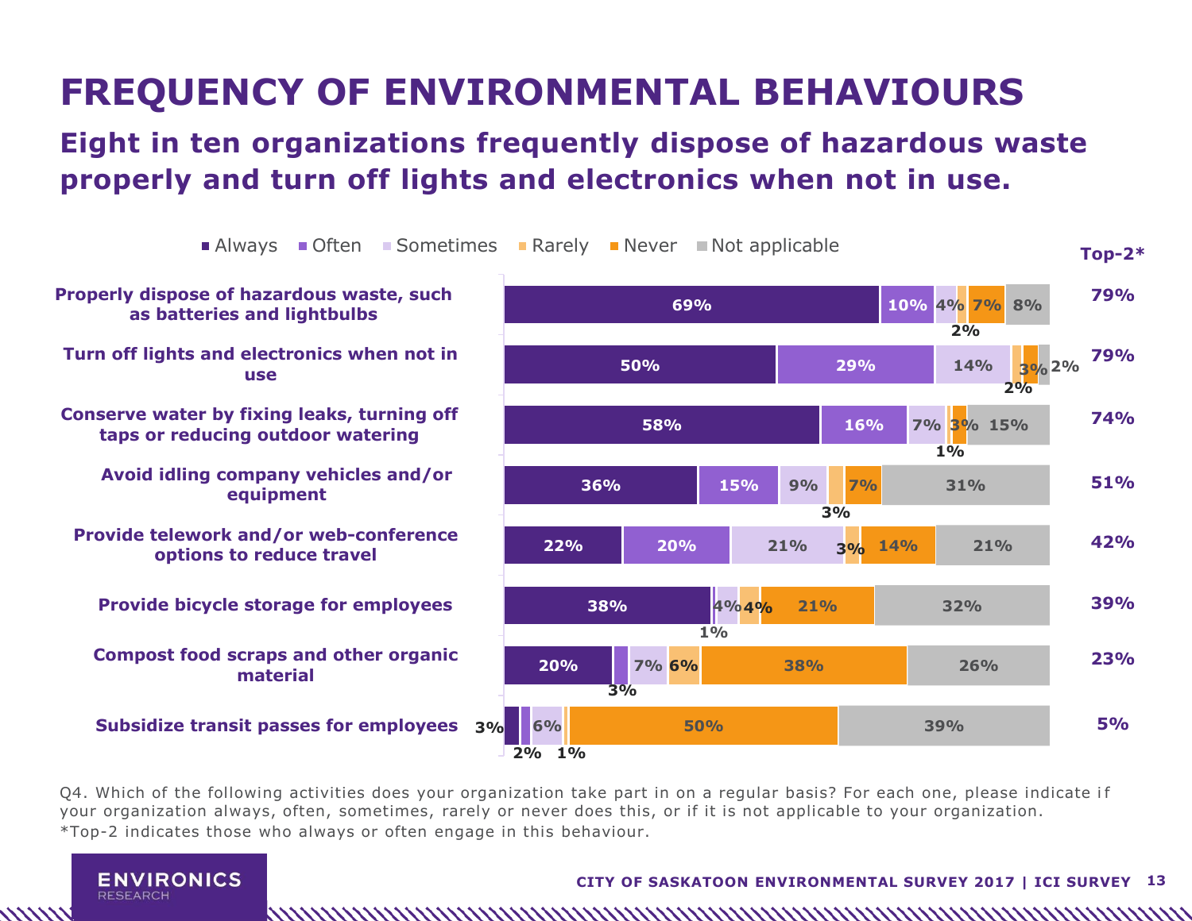# FREQUENCY OF ENVIRONMENTAL BEHAVIOURS

## Eight in ten organizations frequently dispose of hazardous waste properly and turn off lights and electronics when not in use.

| | Always | Often | Sometimes | Rarely | Never | Not applicable | Top-2* |
|---|---|---|---|---|---|---|---|
| Properly dispose of hazardous waste, such as batteries and lightbulbs | 69% | 10% | 4% | 2% | 7% | 8% | 79% |
| Turn off lights and electronics when not in use | 50% | 29% | 14% | 2% | 3% | 2% | 79% |
| Conserve water by fixing leaks, turning off taps or reducing outdoor watering | 58% | 16% | 7% | 1% | 3% | 15% | 74% |
| Avoid idling company vehicles and/or equipment | 36% | 15% | 9% | 3% | 7% | 31% | 51% |
| Provide telework and/or web-conference options to reduce travel | 22% | 20% | 21% | 3% | 14% | 21% | 42% |
| Provide bicycle storage for employees | 38% | 1% | 4% | 4% | 21% | 32% | 39% |
| Compost food scraps and other organic material | 20% | 3% | 7% | 6% | 38% | 26% | 23% |
| Subsidize transit passes for employees | 3% | 2% | 6% | 1% | 50% | 39% | 5% |

Q4. Which of the following activities does your organization take part in on a regular basis? For each one, please indicate if your organization always, often, sometimes, rarely or never does this, or if it is not applicable to your organization.

*Top-2 indicates those who always or often engage in this behaviour.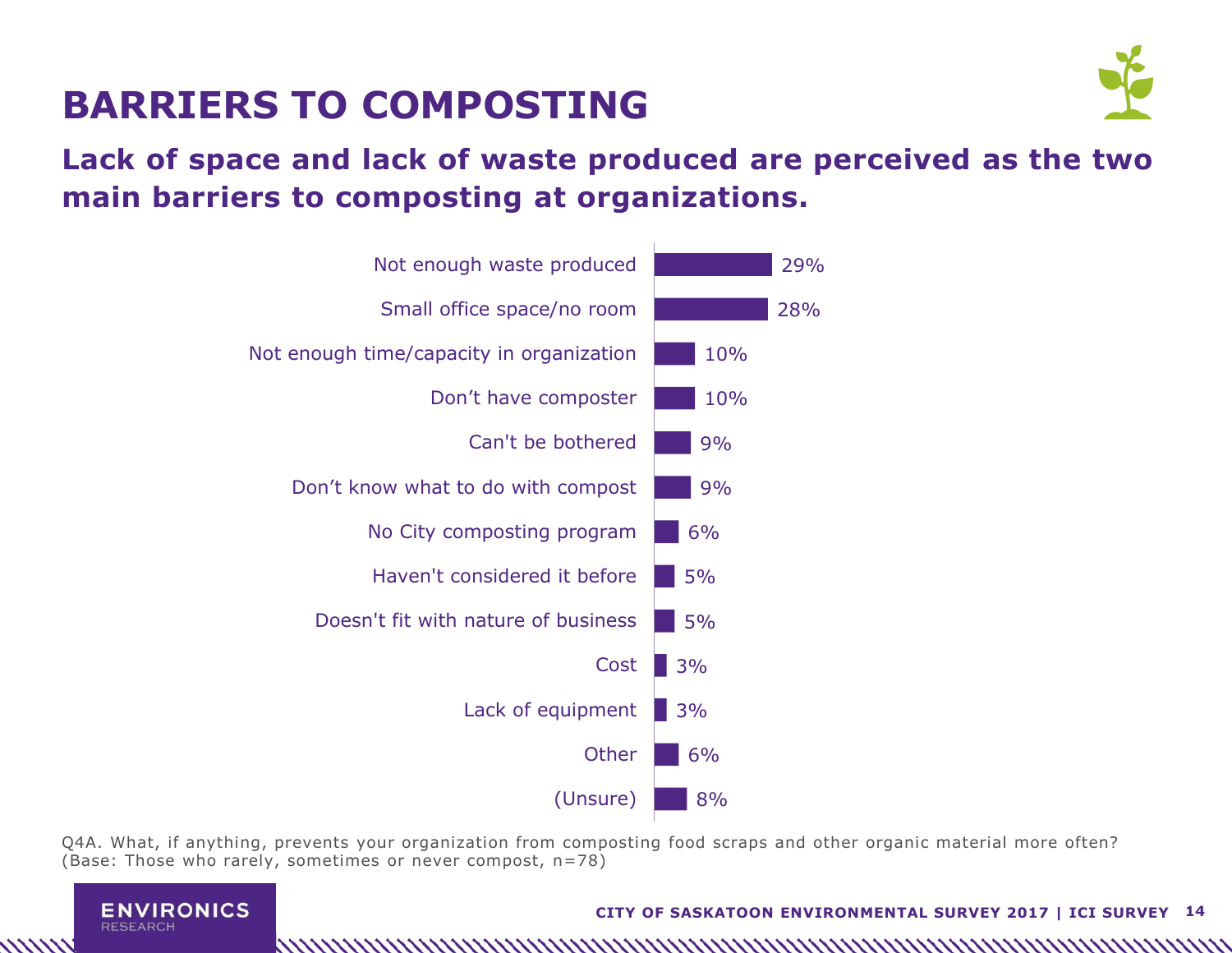# BARRIERS TO COMPOSTING

## Lack of space and lack of waste produced are perceived as the two main barriers to composting at organizations.

| Barrier | % |
|---|---|
| Not enough waste produced | 29% |
| Small office space/no room | 28% |
| Not enough time/capacity in organization | 10% |
| Don't have composter | 10% |
| Can't be bothered | 9% |
| Don't know what to do with compost | 9% |
| No City composting program | 6% |
| Haven't considered it before | 5% |
| Doesn't fit with nature of business | 5% |
| Cost | 3% |
| Lack of equipment | 3% |
| Other | 6% |
| (Unsure) | 8% |

Q4A. What, if anything, prevents your organization from composting food scraps and other organic material more often? (Base: Those who rarely, sometimes or never compost, n=78)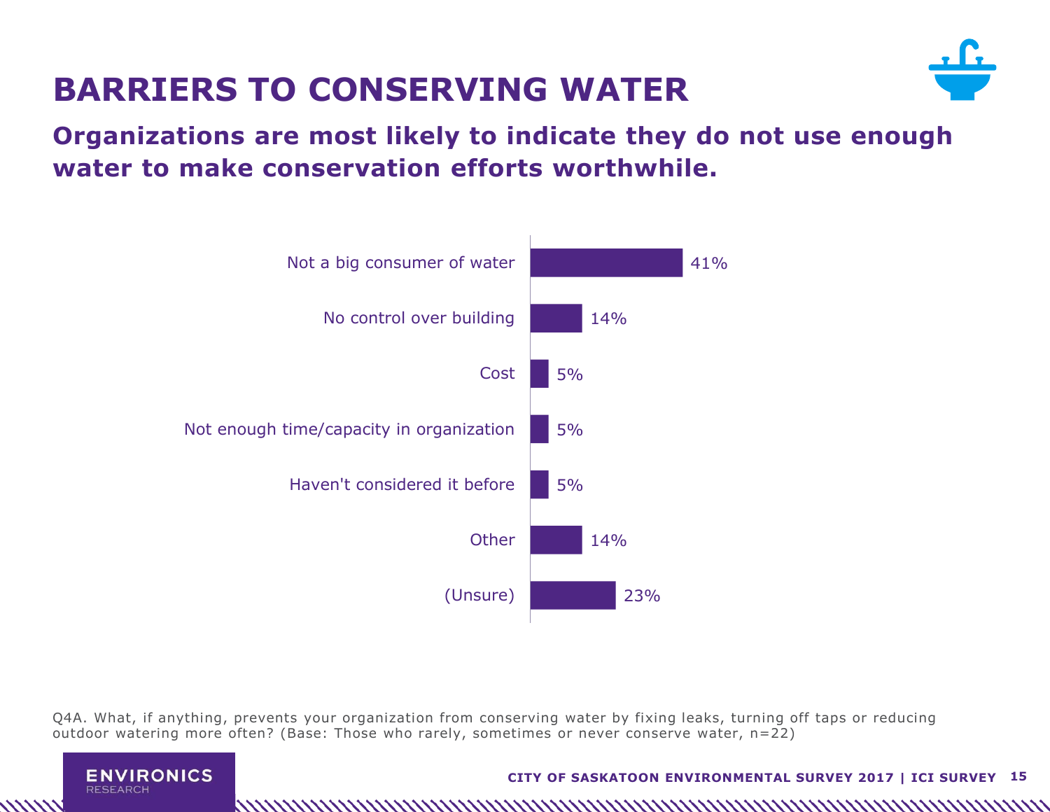# BARRIERS TO CONSERVING WATER

## Organizations are most likely to indicate they do not use enough water to make conservation efforts worthwhile.

| Barrier | % |
|---|---|
| Not a big consumer of water | 41% |
| No control over building | 14% |
| Cost | 5% |
| Not enough time/capacity in organization | 5% |
| Haven't considered it before | 5% |
| Other | 14% |
| (Unsure) | 23% |

Q4A. What, if anything, prevents your organization from conserving water by fixing leaks, turning off taps or reducing outdoor watering more often? (Base: Those who rarely, sometimes or never conserve water, n=22)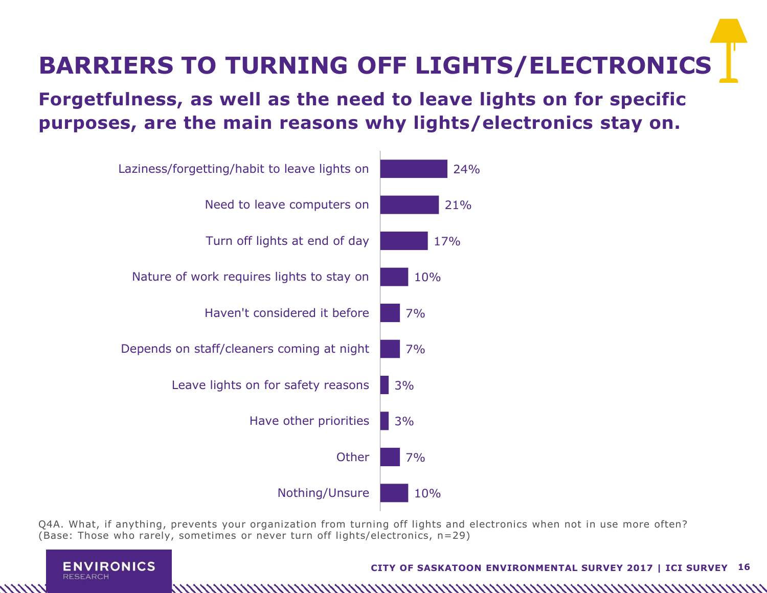# BARRIERS TO TURNING OFF LIGHTS/ELECTRONICS

## Forgetfulness, as well as the need to leave lights on for specific purposes, are the main reasons why lights/electronics stay on.

| Response | % |
|---|---|
| Laziness/forgetting/habit to leave lights on | 24% |
| Need to leave computers on | 21% |
| Turn off lights at end of day | 17% |
| Nature of work requires lights to stay on | 10% |
| Haven't considered it before | 7% |
| Depends on staff/cleaners coming at night | 7% |
| Leave lights on for safety reasons | 3% |
| Have other priorities | 3% |
| Other | 7% |
| Nothing/Unsure | 10% |

Q4A. What, if anything, prevents your organization from turning off lights and electronics when not in use more often?
(Base: Those who rarely, sometimes or never turn off lights/electronics, n=29)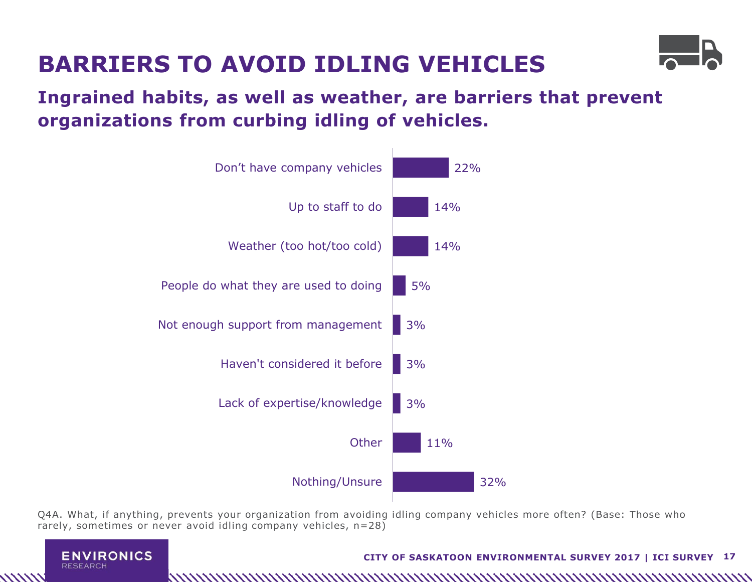# BARRIERS TO AVOID IDLING VEHICLES

## Ingrained habits, as well as weather, are barriers that prevent organizations from curbing idling of vehicles.

| Barrier | % |
|---|---|
| Don’t have company vehicles | 22% |
| Up to staff to do | 14% |
| Weather (too hot/too cold) | 14% |
| People do what they are used to doing | 5% |
| Not enough support from management | 3% |
| Haven't considered it before | 3% |
| Lack of expertise/knowledge | 3% |
| Other | 11% |
| Nothing/Unsure | 32% |

Q4A. What, if anything, prevents your organization from avoiding idling company vehicles more often? (Base: Those who rarely, sometimes or never avoid idling company vehicles, n=28)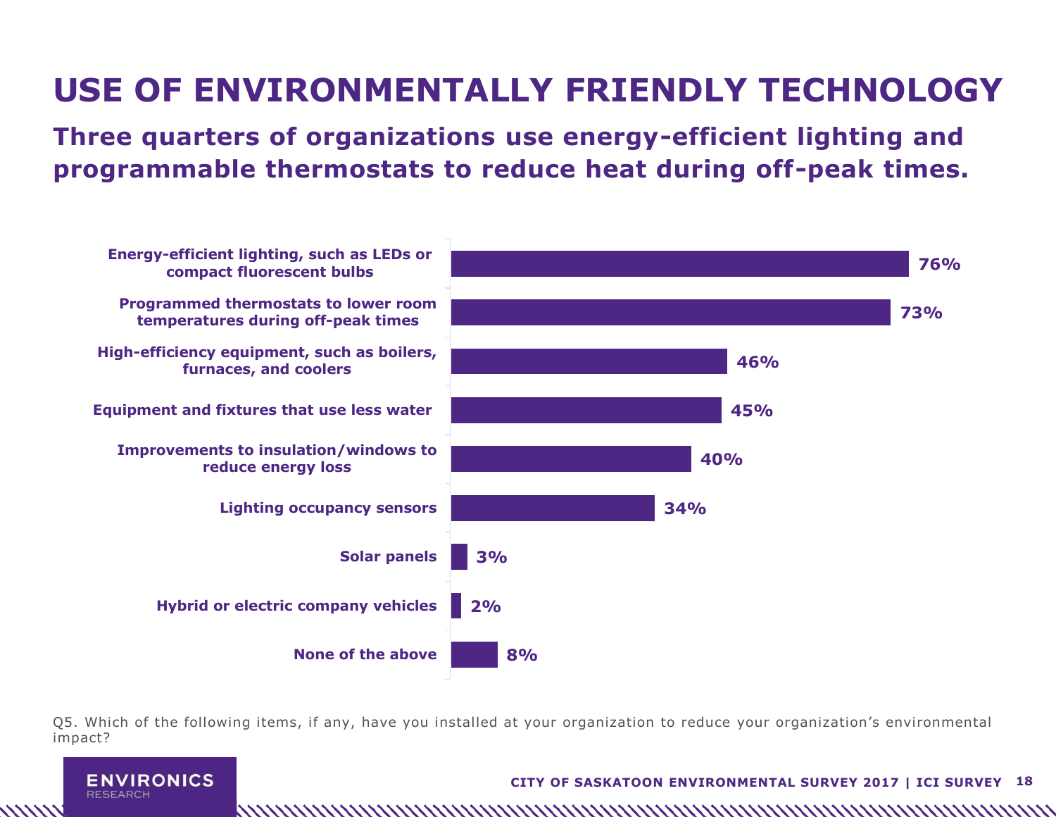# USE OF ENVIRONMENTALLY FRIENDLY TECHNOLOGY

## Three quarters of organizations use energy-efficient lighting and programmable thermostats to reduce heat during off-peak times.

| Item | % |
|---|---|
| Energy-efficient lighting, such as LEDs or compact fluorescent bulbs | 76% |
| Programmed thermostats to lower room temperatures during off-peak times | 73% |
| High-efficiency equipment, such as boilers, furnaces, and coolers | 46% |
| Equipment and fixtures that use less water | 45% |
| Improvements to insulation/windows to reduce energy loss | 40% |
| Lighting occupancy sensors | 34% |
| Solar panels | 3% |
| Hybrid or electric company vehicles | 2% |
| None of the above | 8% |

Q5. Which of the following items, if any, have you installed at your organization to reduce your organization's environmental impact?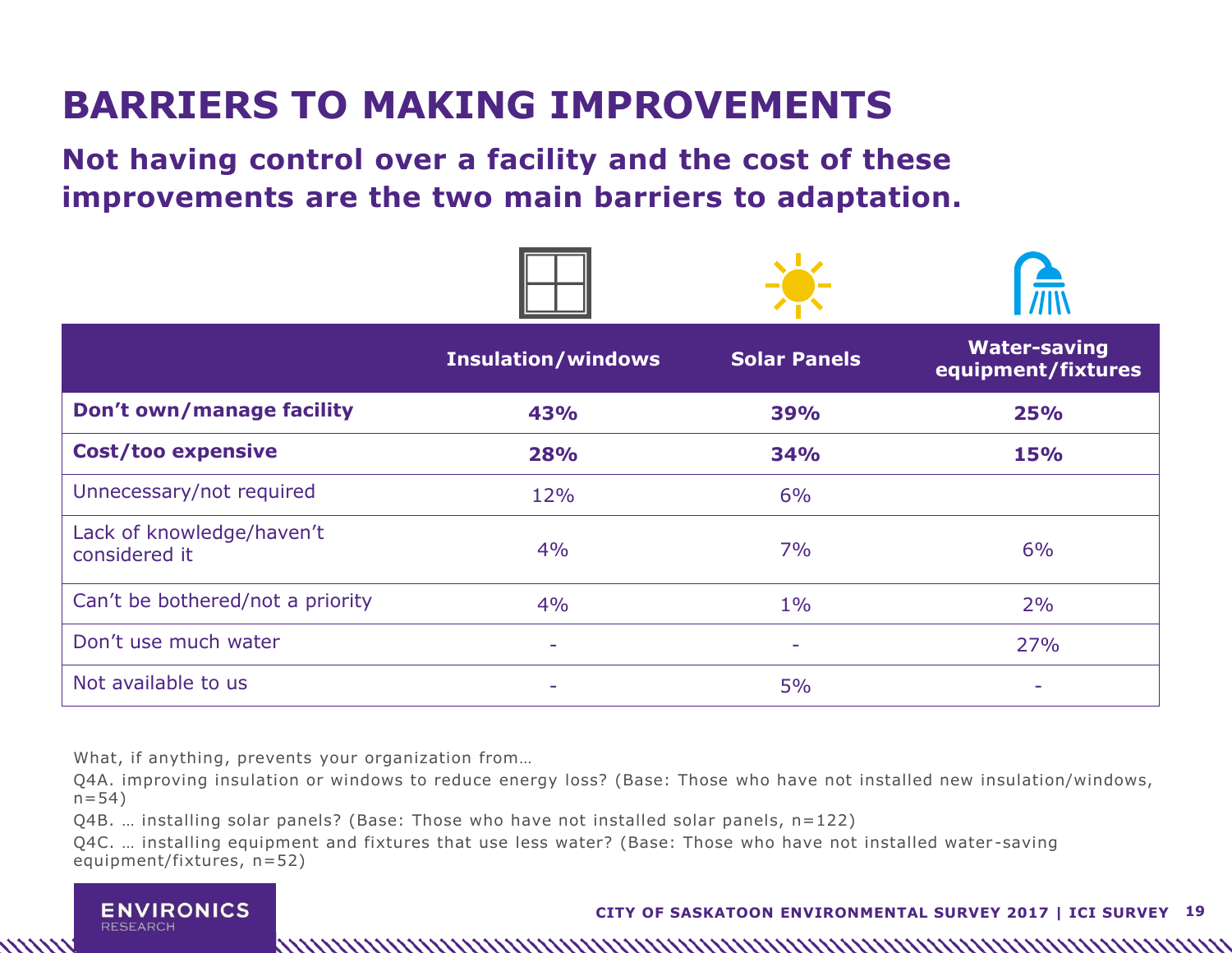# BARRIERS TO MAKING IMPROVEMENTS

## Not having control over a facility and the cost of these improvements are the two main barriers to adaptation.

| | Insulation/windows | Solar Panels | Water-saving equipment/fixtures |
|---|---|---|---|
| **Don't own/manage facility** | **43%** | **39%** | **25%** |
| **Cost/too expensive** | **28%** | **34%** | **15%** |
| Unnecessary/not required | 12% | 6% | |
| Lack of knowledge/haven't considered it | 4% | 7% | 6% |
| Can't be bothered/not a priority | 4% | 1% | 2% |
| Don't use much water | - | - | 27% |
| Not available to us | - | 5% | - |

What, if anything, prevents your organization from…

Q4A. improving insulation or windows to reduce energy loss? (Base: Those who have not installed new insulation/windows, n=54)

Q4B. … installing solar panels? (Base: Those who have not installed solar panels, n=122)

Q4C. … installing equipment and fixtures that use less water? (Base: Those who have not installed water-saving equipment/fixtures, n=52)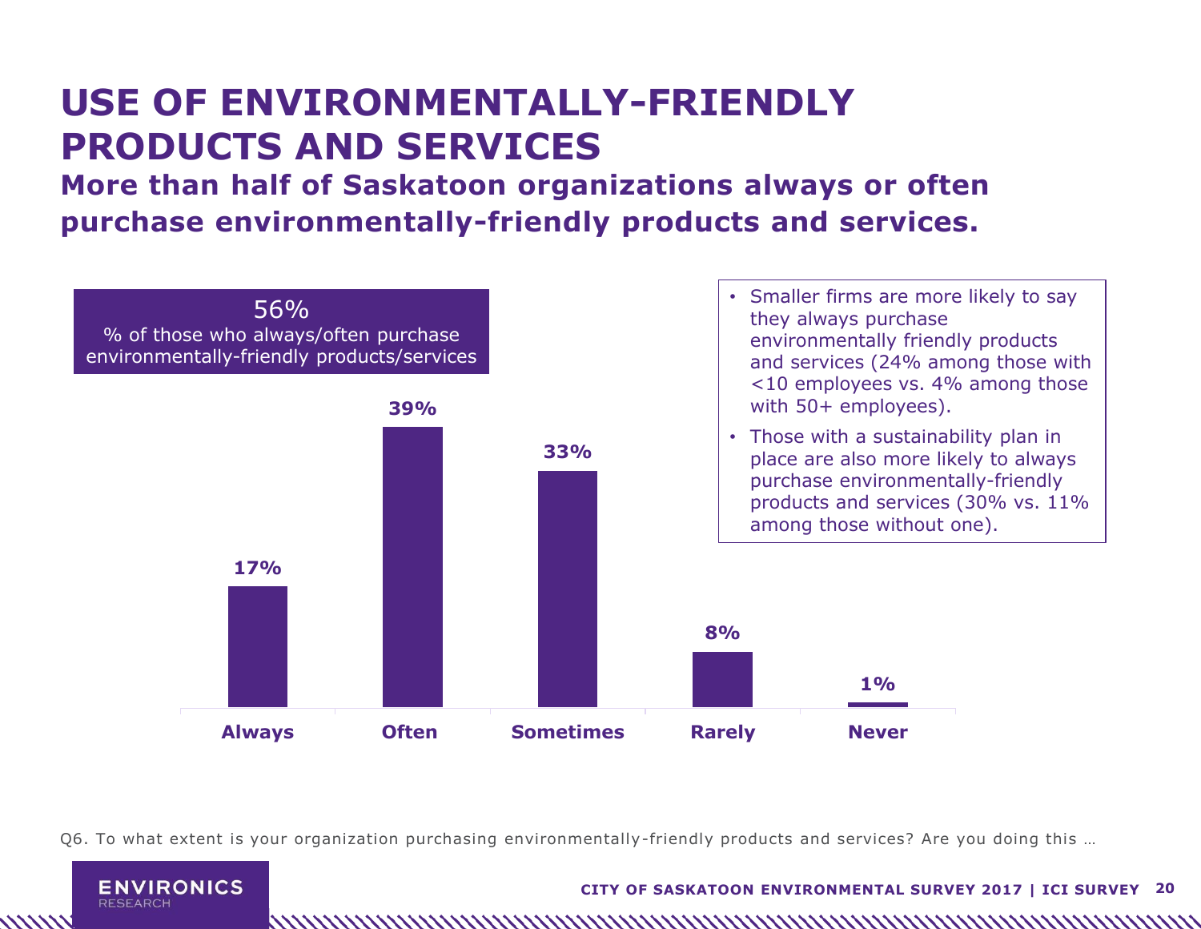# USE OF ENVIRONMENTALLY-FRIENDLY PRODUCTS AND SERVICES

## More than half of Saskatoon organizations always or often purchase environmentally-friendly products and services.

56%
% of those who always/often purchase environmentally-friendly products/services

| Always | Often | Sometimes | Rarely | Never |
|---|---|---|---|---|
| 17% | 39% | 33% | 8% | 1% |

- Smaller firms are more likely to say they always purchase environmentally friendly products and services (24% among those with <10 employees vs. 4% among those with 50+ employees).
- Those with a sustainability plan in place are also more likely to always purchase environmentally-friendly products and services (30% vs. 11% among those without one).

Q6. To what extent is your organization purchasing environmentally-friendly products and services? Are you doing this …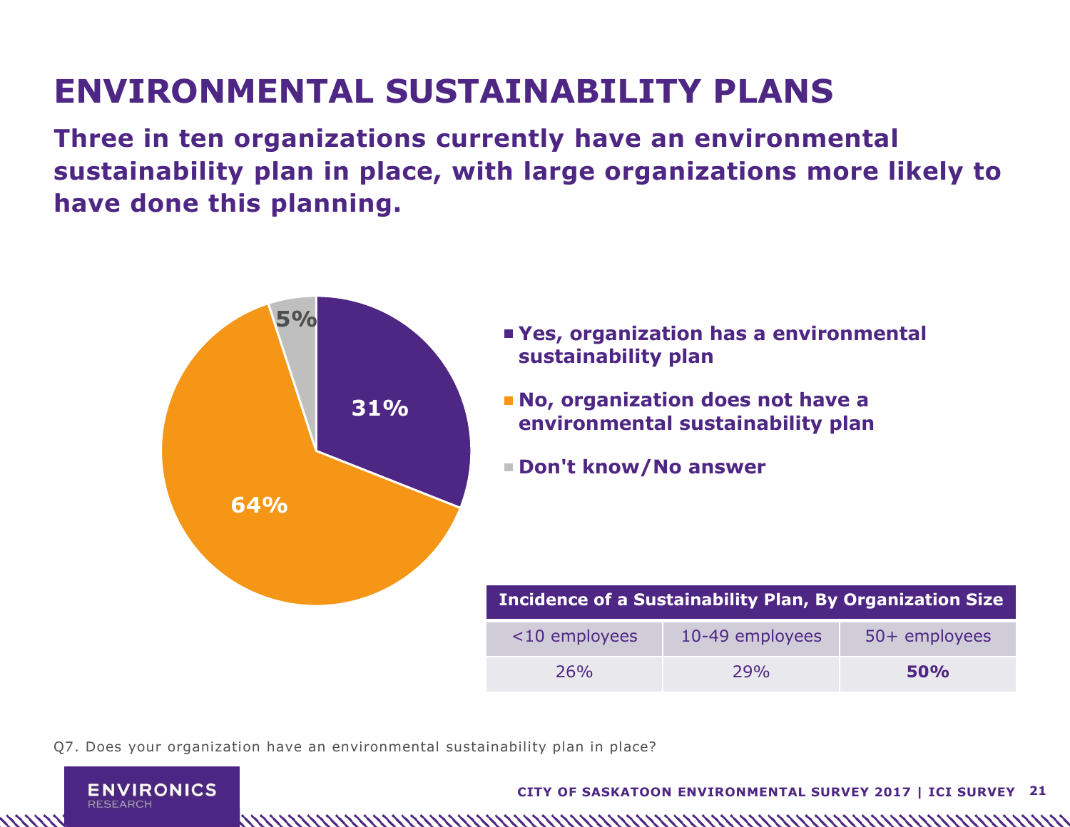# ENVIRONMENTAL SUSTAINABILITY PLANS

## Three in ten organizations currently have an environmental sustainability plan in place, with large organizations more likely to have done this planning.

- **Yes, organization has a environmental sustainability plan**: 31%
- **No, organization does not have a environmental sustainability plan**: 64%
- **Don't know/No answer**: 5%

| Incidence of a Sustainability Plan, By Organization Size | | |
|---|---|---|
| <10 employees | 10-49 employees | 50+ employees |
| 26% | 29% | **50%** |

Q7. Does your organization have an environmental sustainability plan in place?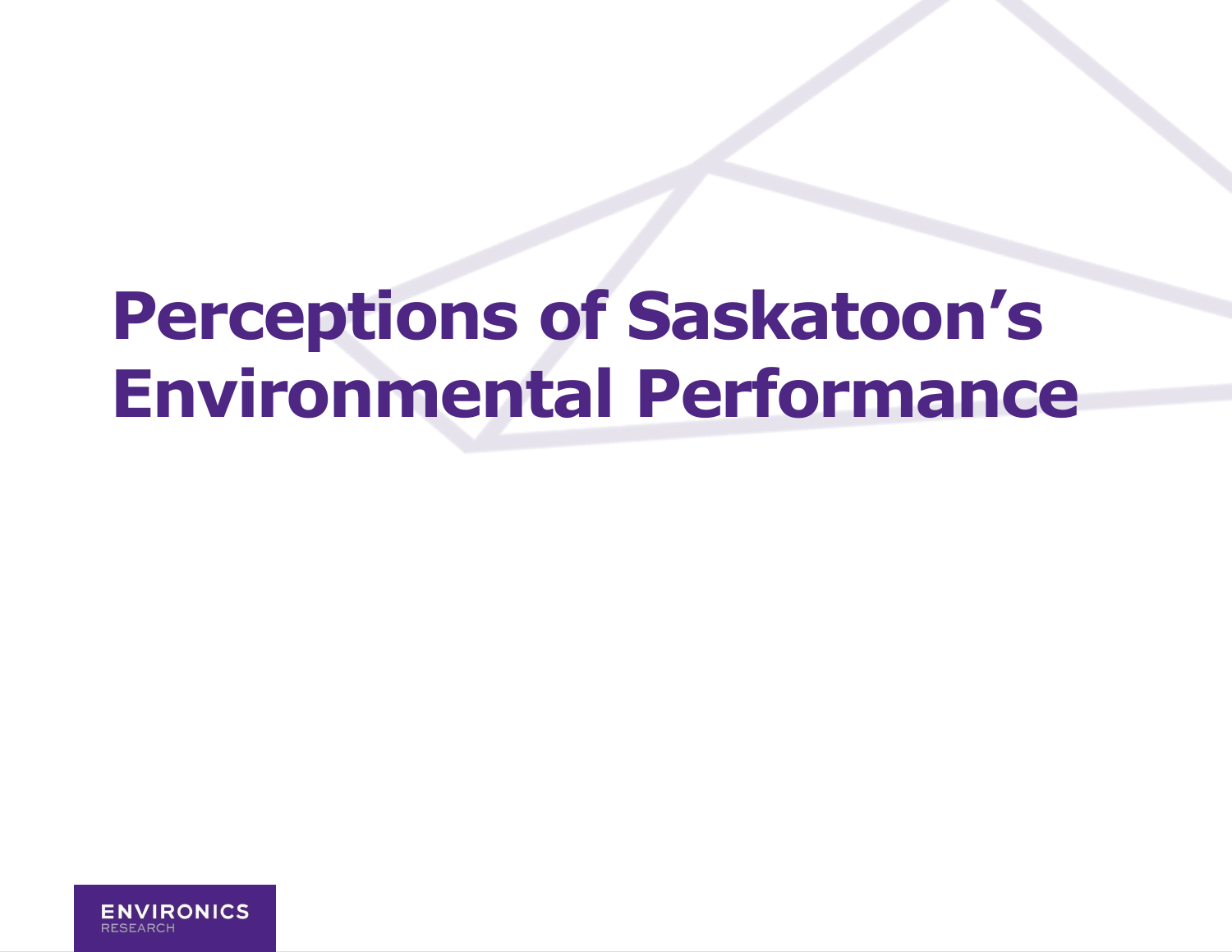# Perceptions of Saskatoon's Environmental Performance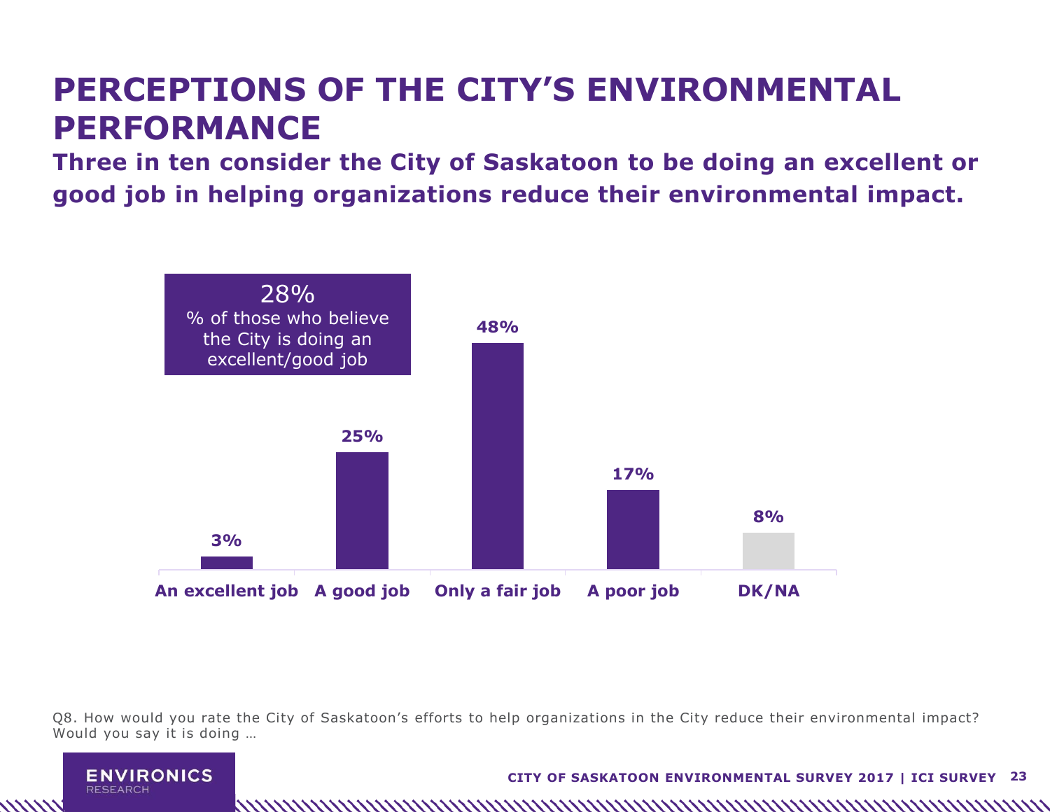# PERCEPTIONS OF THE CITY'S ENVIRONMENTAL PERFORMANCE

## Three in ten consider the City of Saskatoon to be doing an excellent or good job in helping organizations reduce their environmental impact.

28%
% of those who believe the City is doing an excellent/good job

| Rating | % |
|---|---|
| An excellent job | 3% |
| A good job | 25% |
| Only a fair job | 48% |
| A poor job | 17% |
| DK/NA | 8% |

Q8. How would you rate the City of Saskatoon's efforts to help organizations in the City reduce their environmental impact? Would you say it is doing …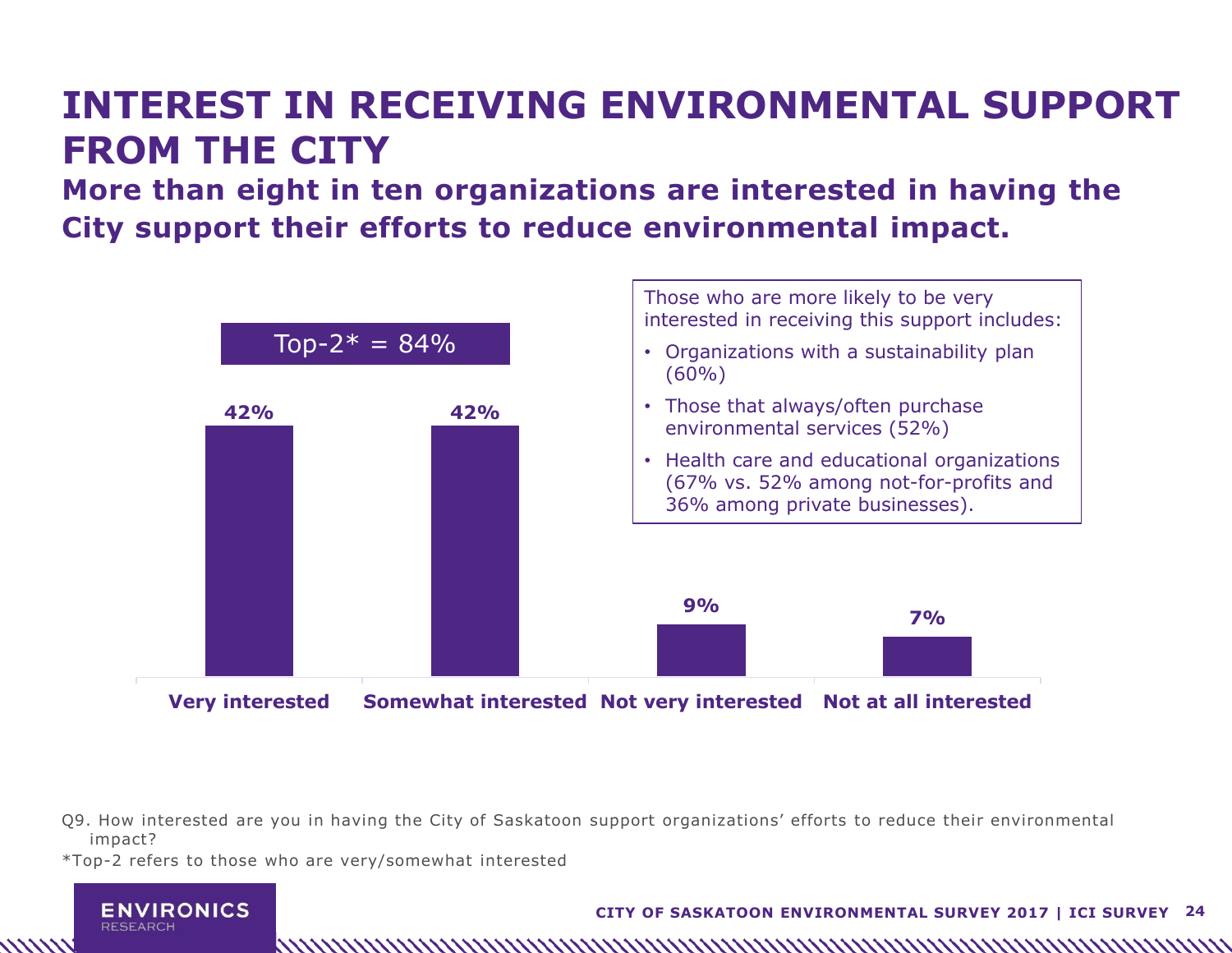# INTEREST IN RECEIVING ENVIRONMENTAL SUPPORT FROM THE CITY

## More than eight in ten organizations are interested in having the City support their efforts to reduce environmental impact.

Top-2* = 84%

| Very interested | Somewhat interested | Not very interested | Not at all interested |
|---|---|---|---|
| 42% | 42% | 9% | 7% |

Those who are more likely to be very interested in receiving this support includes:

- Organizations with a sustainability plan (60%)
- Those that always/often purchase environmental services (52%)
- Health care and educational organizations (67% vs. 52% among not-for-profits and 36% among private businesses).

Q9. How interested are you in having the City of Saskatoon support organizations' efforts to reduce their environmental impact?

*Top-2 refers to those who are very/somewhat interested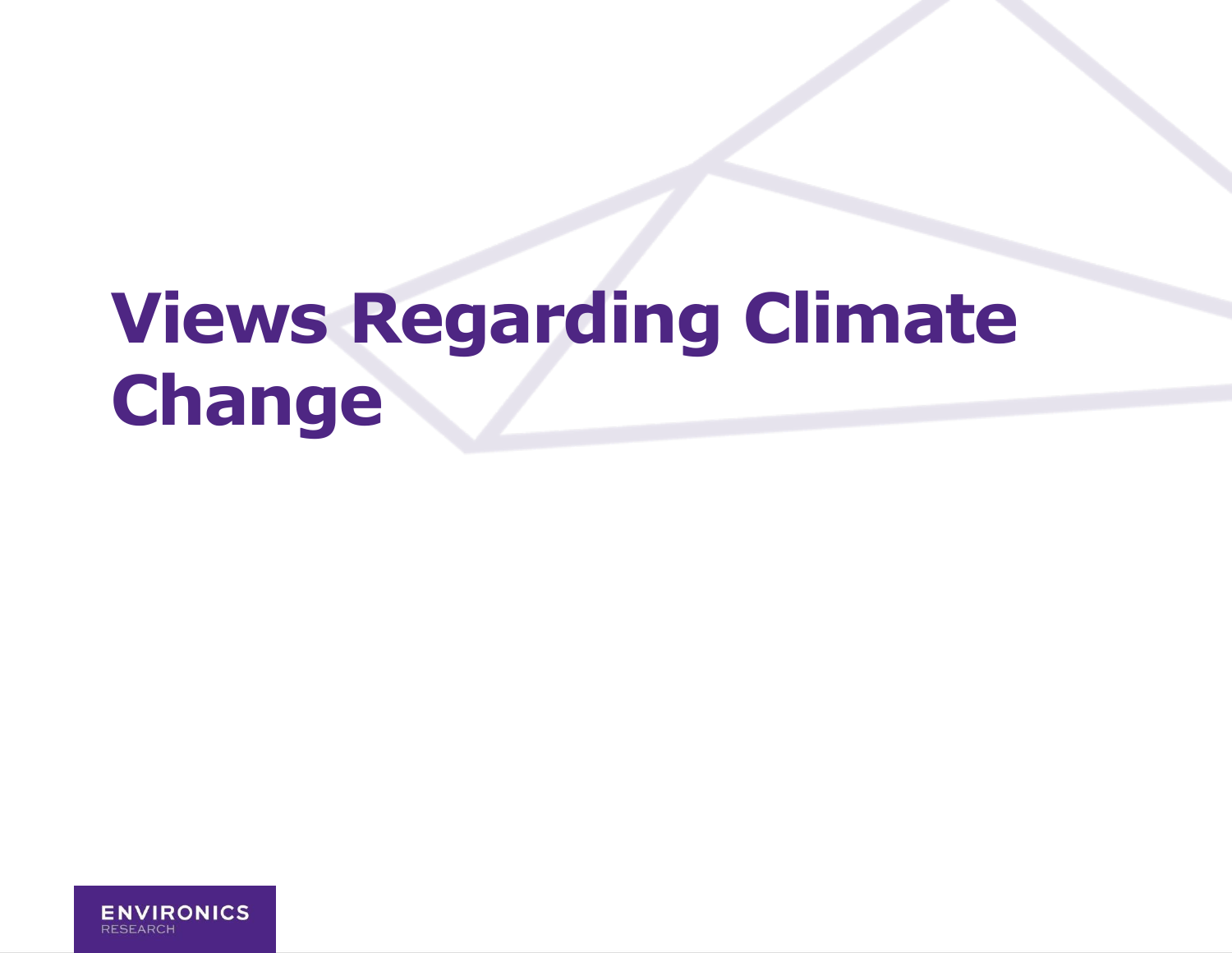# Views Regarding Climate Change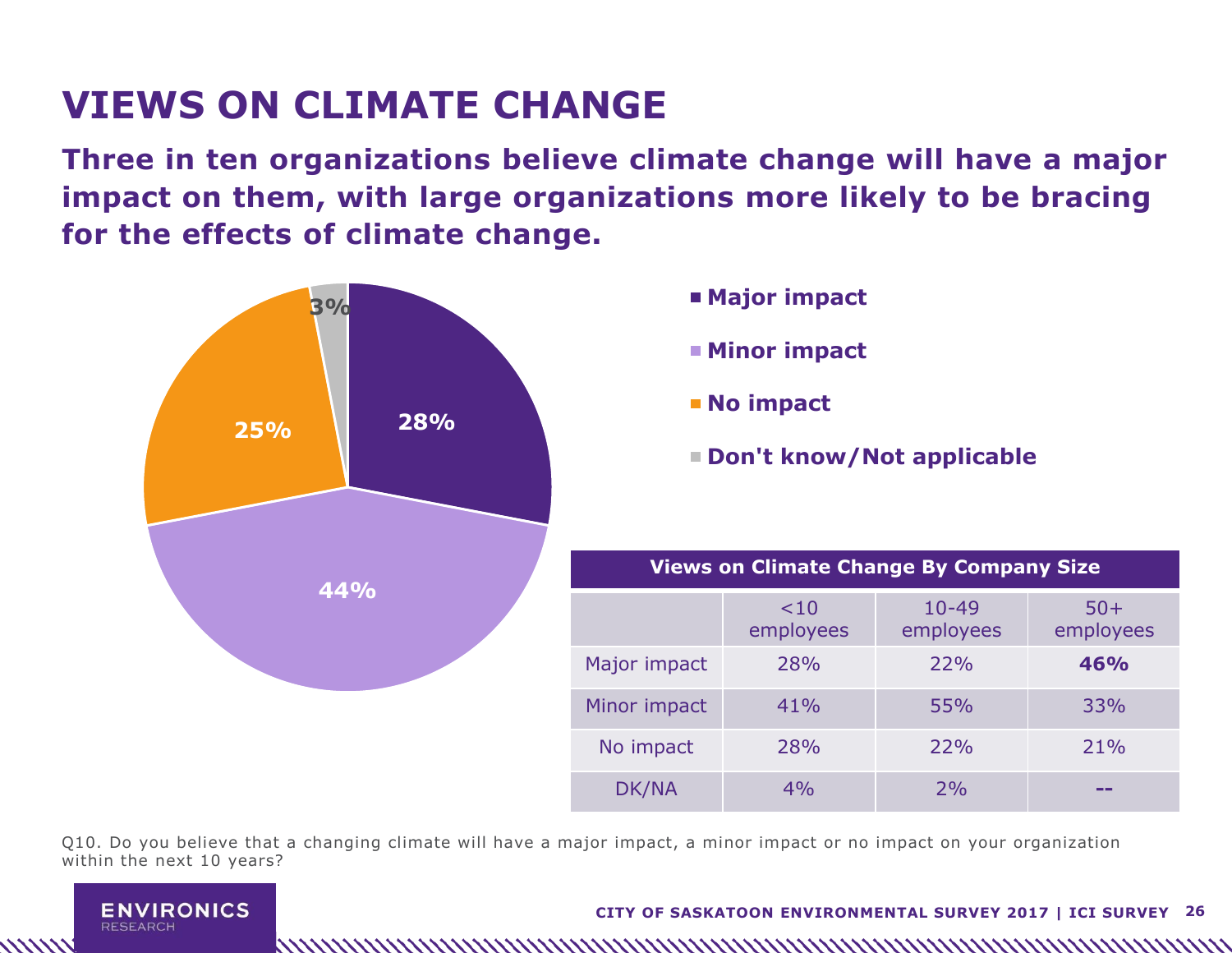# VIEWS ON CLIMATE CHANGE

## Three in ten organizations believe climate change will have a major impact on them, with large organizations more likely to be bracing for the effects of climate change.

- Major impact: 28%
- Minor impact: 44%
- No impact: 25%
- Don't know/Not applicable: 3%

| Views on Climate Change By Company Size | | | |
|---|---|---|---|
| | <10 employees | 10-49 employees | 50+ employees |
| Major impact | 28% | 22% | **46%** |
| Minor impact | 41% | 55% | 33% |
| No impact | 28% | 22% | 21% |
| DK/NA | 4% | 2% | -- |

Q10. Do you believe that a changing climate will have a major impact, a minor impact or no impact on your organization within the next 10 years?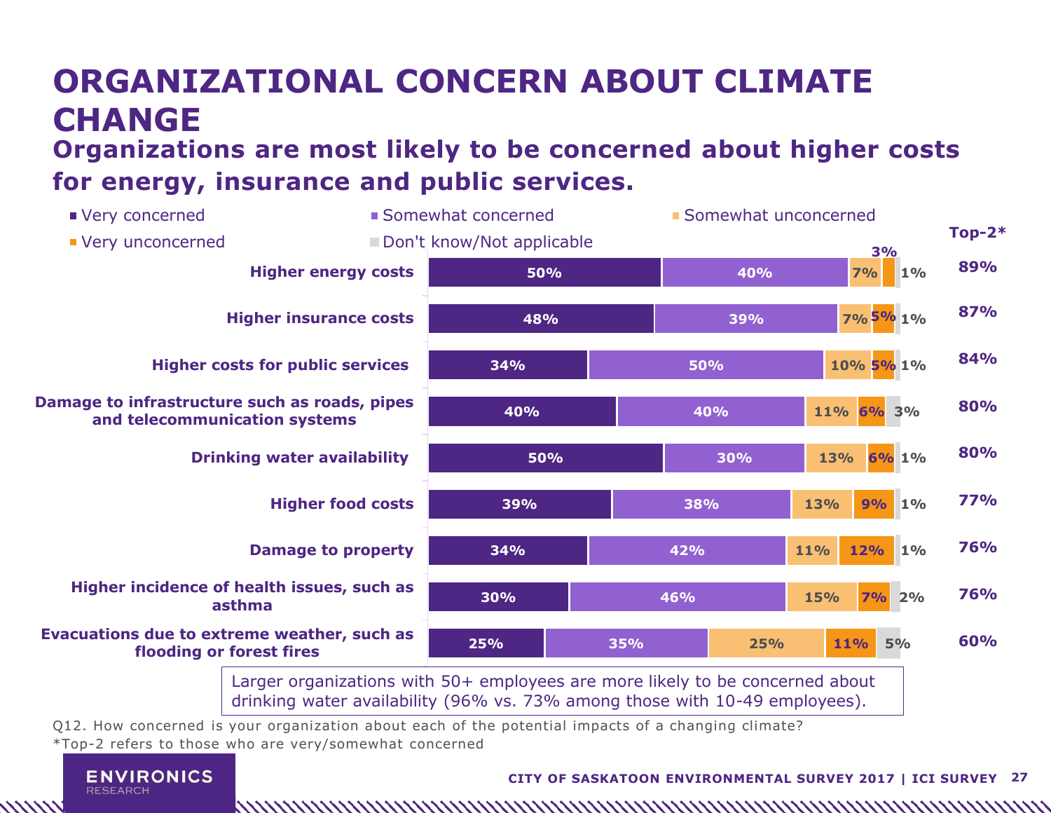# ORGANIZATIONAL CONCERN ABOUT CLIMATE CHANGE

## Organizations are most likely to be concerned about higher costs for energy, insurance and public services.

| | Very concerned | Somewhat concerned | Somewhat unconcerned | Very unconcerned | Don't know/Not applicable | Top-2* |
|---|---|---|---|---|---|---|
| Higher energy costs | 50% | 40% | 7% | 3% | 1% | 89% |
| Higher insurance costs | 48% | 39% | 7% | 5% | 1% | 87% |
| Higher costs for public services | 34% | 50% | 10% | 5% | 1% | 84% |
| Damage to infrastructure such as roads, pipes and telecommunication systems | 40% | 40% | 11% | 6% | 3% | 80% |
| Drinking water availability | 50% | 30% | 13% | 6% | 1% | 80% |
| Higher food costs | 39% | 38% | 13% | 9% | 1% | 77% |
| Damage to property | 34% | 42% | 11% | 12% | 1% | 76% |
| Higher incidence of health issues, such as asthma | 30% | 46% | 15% | 7% | 2% | 76% |
| Evacuations due to extreme weather, such as flooding or forest fires | 25% | 35% | 25% | 11% | 5% | 60% |

Larger organizations with 50+ employees are more likely to be concerned about drinking water availability (96% vs. 73% among those with 10-49 employees).

Q12. How concerned is your organization about each of the potential impacts of a changing climate?

*Top-2 refers to those who are very/somewhat concerned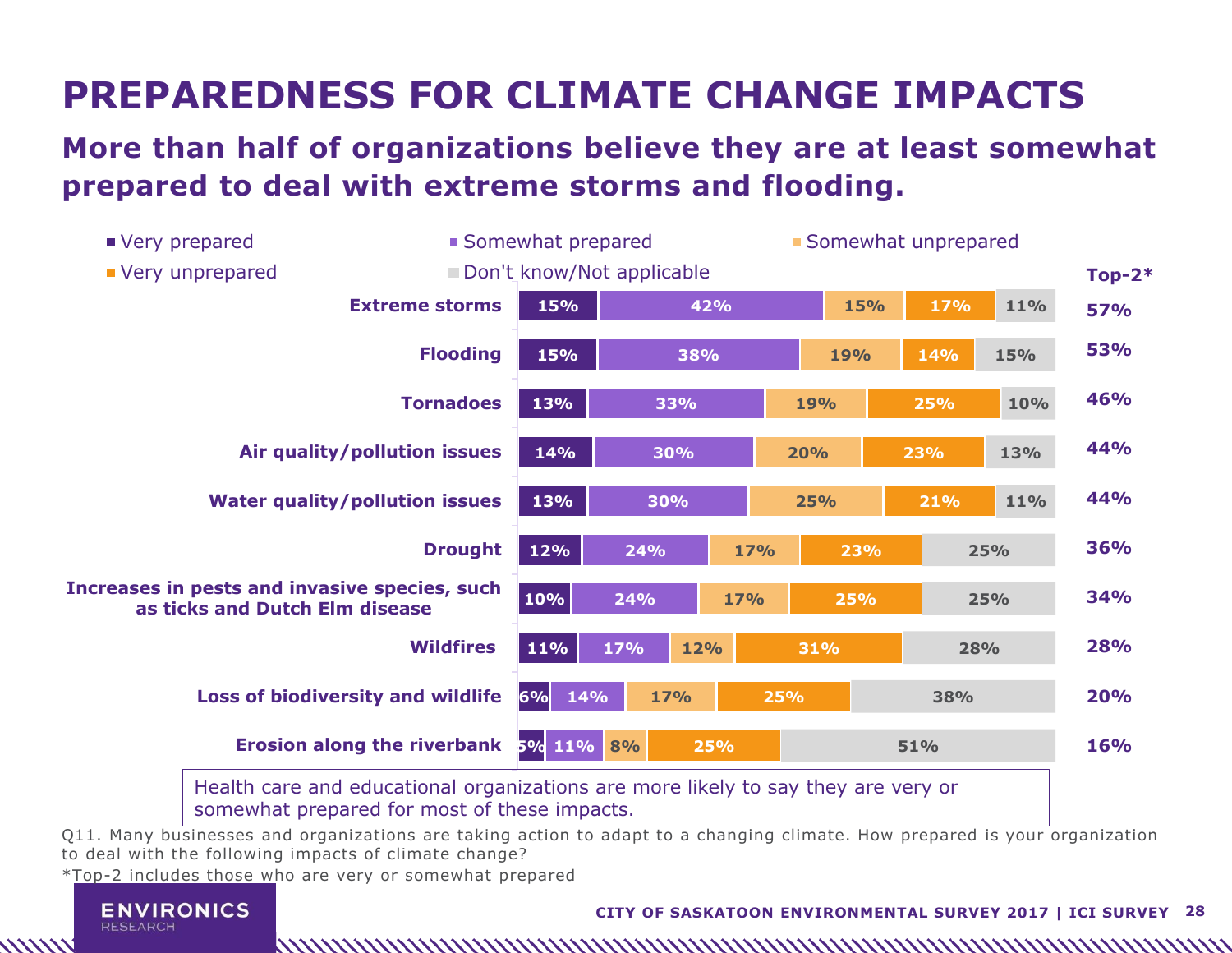# PREPAREDNESS FOR CLIMATE CHANGE IMPACTS

## More than half of organizations believe they are at least somewhat prepared to deal with extreme storms and flooding.

| | Very prepared | Somewhat prepared | Somewhat unprepared | Very unprepared | Don't know/Not applicable | Top-2* |
|---|---|---|---|---|---|---|
| Extreme storms | 15% | 42% | 15% | 17% | 11% | 57% |
| Flooding | 15% | 38% | 19% | 14% | 15% | 53% |
| Tornadoes | 13% | 33% | 19% | 25% | 10% | 46% |
| Air quality/pollution issues | 14% | 30% | 20% | 23% | 13% | 44% |
| Water quality/pollution issues | 13% | 30% | 25% | 21% | 11% | 44% |
| Drought | 12% | 24% | 17% | 23% | 25% | 36% |
| Increases in pests and invasive species, such as ticks and Dutch Elm disease | 10% | 24% | 17% | 25% | 25% | 34% |
| Wildfires | 11% | 17% | 12% | 31% | 28% | 28% |
| Loss of biodiversity and wildlife | 6% | 14% | 17% | 25% | 38% | 20% |
| Erosion along the riverbank | 5% | 11% | 8% | 25% | 51% | 16% |

Health care and educational organizations are more likely to say they are very or somewhat prepared for most of these impacts.

Q11. Many businesses and organizations are taking action to adapt to a changing climate. How prepared is your organization to deal with the following impacts of climate change?

*Top-2 includes those who are very or somewhat prepared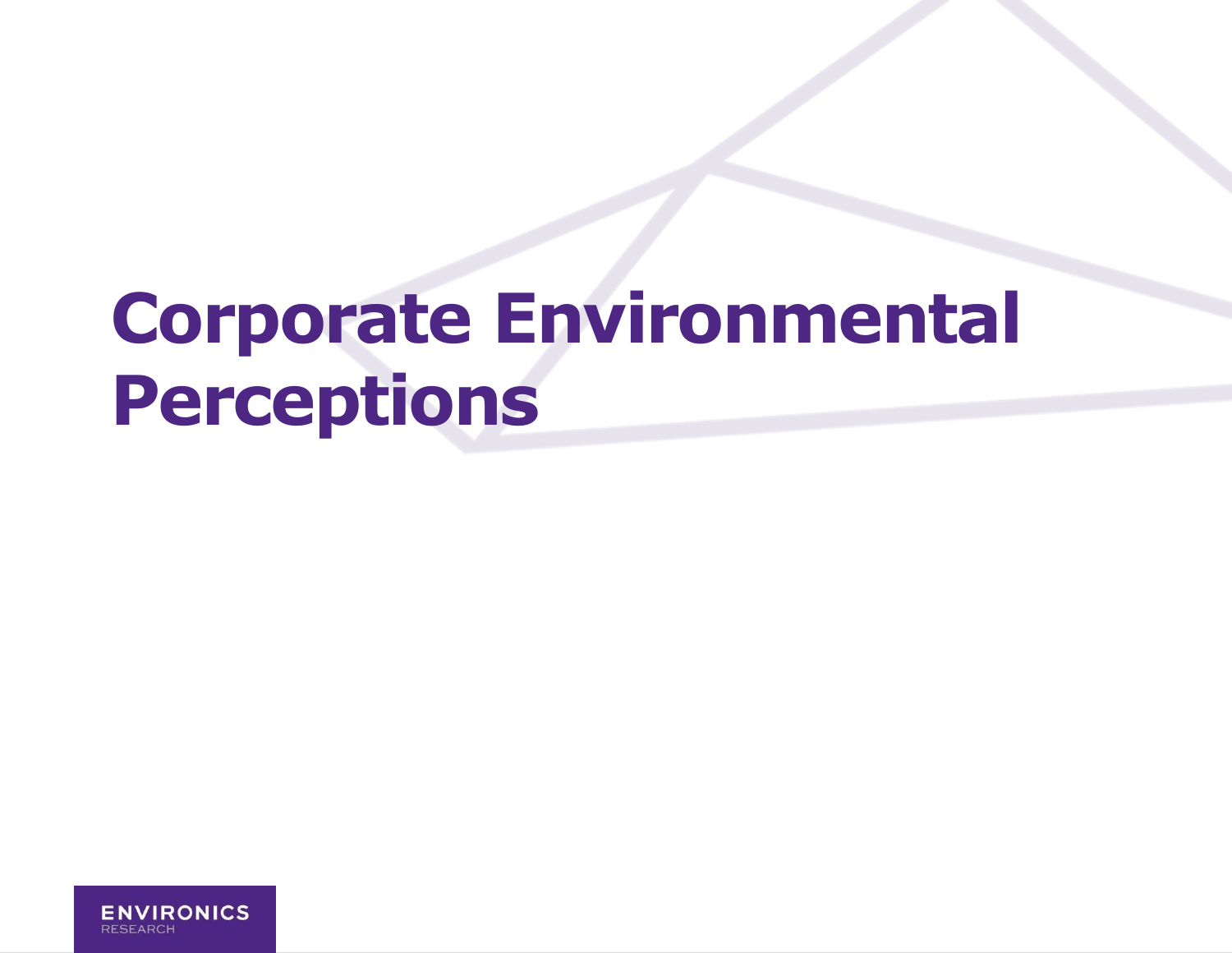# Corporate Environmental Perceptions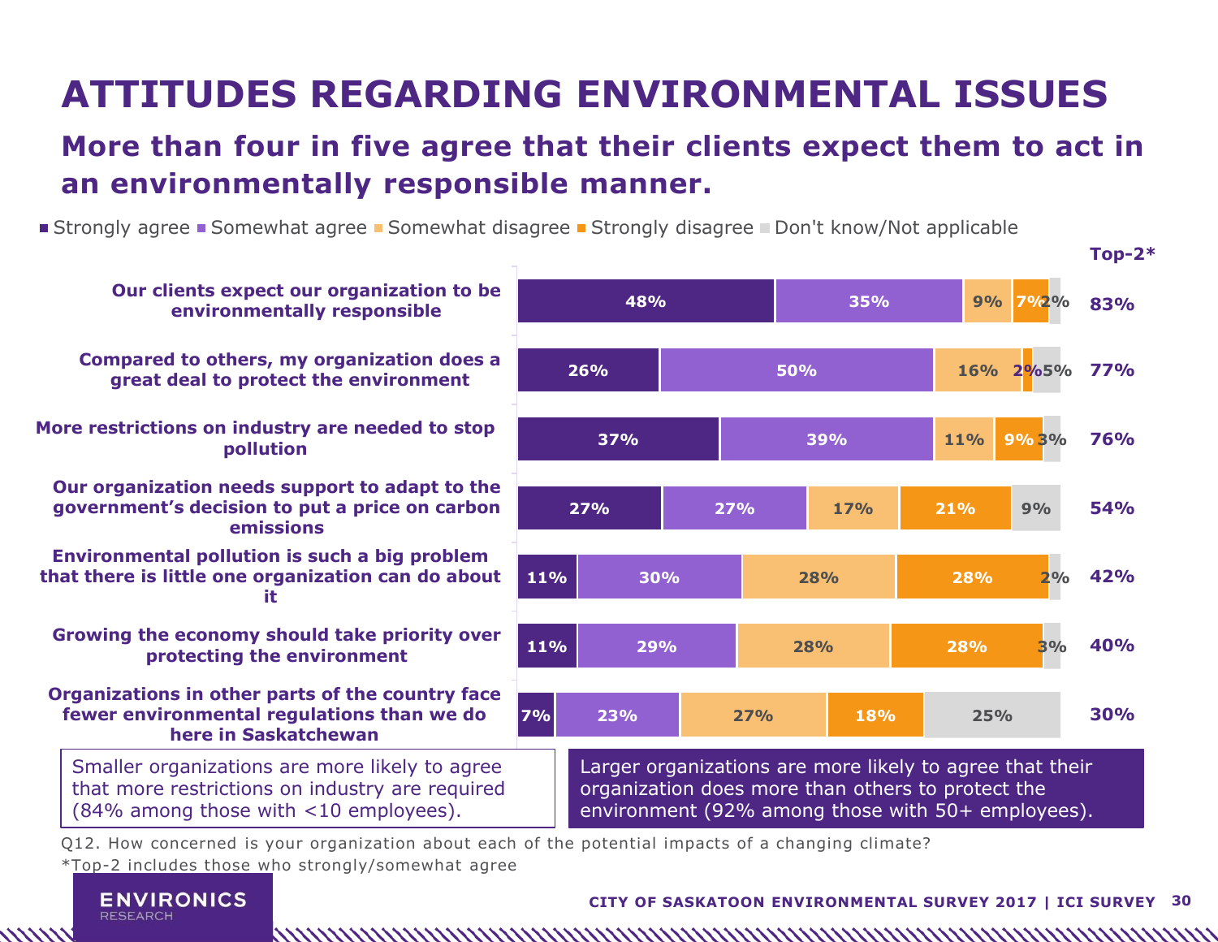# ATTITUDES REGARDING ENVIRONMENTAL ISSUES

## More than four in five agree that their clients expect them to act in an environmentally responsible manner.

| | Strongly agree | Somewhat agree | Somewhat disagree | Strongly disagree | Don't know/Not applicable | Top-2* |
|---|---|---|---|---|---|---|
| Our clients expect our organization to be environmentally responsible | 48% | 35% | 9% | 7% | 2% | 83% |
| Compared to others, my organization does a great deal to protect the environment | 26% | 50% | 16% | 2% | 5% | 77% |
| More restrictions on industry are needed to stop pollution | 37% | 39% | 11% | 9% | 3% | 76% |
| Our organization needs support to adapt to the government's decision to put a price on carbon emissions | 27% | 27% | 17% | 21% | 9% | 54% |
| Environmental pollution is such a big problem that there is little one organization can do about it | 11% | 30% | 28% | 28% | 2% | 42% |
| Growing the economy should take priority over protecting the environment | 11% | 29% | 28% | 28% | 3% | 40% |
| Organizations in other parts of the country face fewer environmental regulations than we do here in Saskatchewan | 7% | 23% | 27% | 18% | 25% | 30% |

Smaller organizations are more likely to agree that more restrictions on industry are required (84% among those with <10 employees).

Larger organizations are more likely to agree that their organization does more than others to protect the environment (92% among those with 50+ employees).

Q12. How concerned is your organization about each of the potential impacts of a changing climate?

*Top-2 includes those who strongly/somewhat agree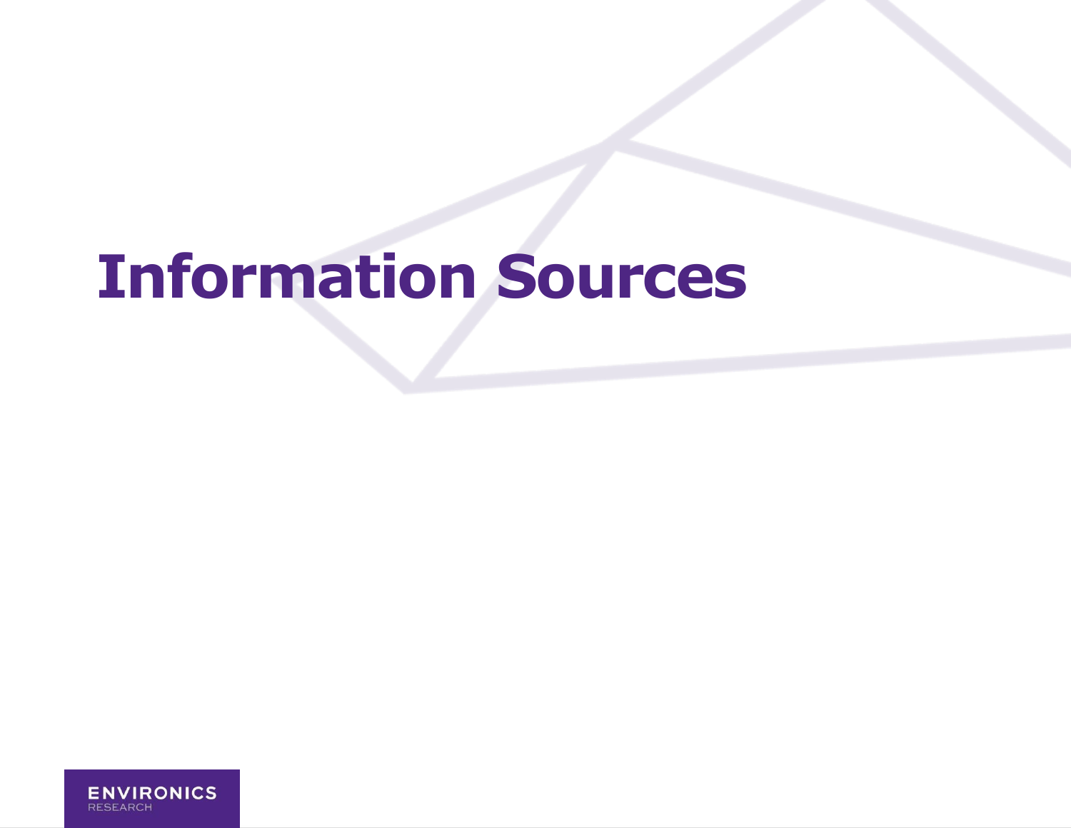# Information Sources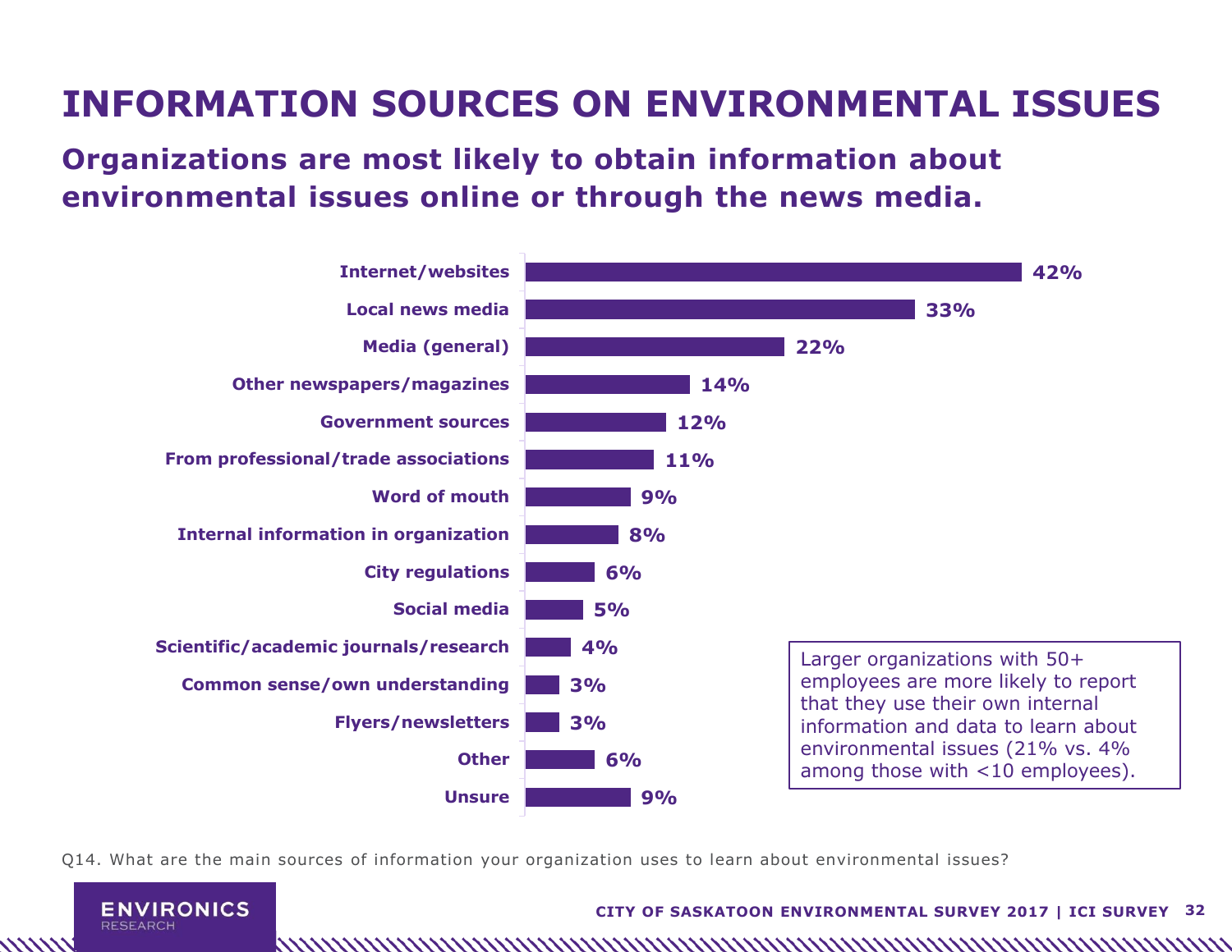# INFORMATION SOURCES ON ENVIRONMENTAL ISSUES

## Organizations are most likely to obtain information about environmental issues online or through the news media.

| Source | % |
|---|---|
| Internet/websites | 42% |
| Local news media | 33% |
| Media (general) | 22% |
| Other newspapers/magazines | 14% |
| Government sources | 12% |
| From professional/trade associations | 11% |
| Word of mouth | 9% |
| Internal information in organization | 8% |
| City regulations | 6% |
| Social media | 5% |
| Scientific/academic journals/research | 4% |
| Common sense/own understanding | 3% |
| Flyers/newsletters | 3% |
| Other | 6% |
| Unsure | 9% |

Larger organizations with 50+ employees are more likely to report that they use their own internal information and data to learn about environmental issues (21% vs. 4% among those with <10 employees).

Q14. What are the main sources of information your organization uses to learn about environmental issues?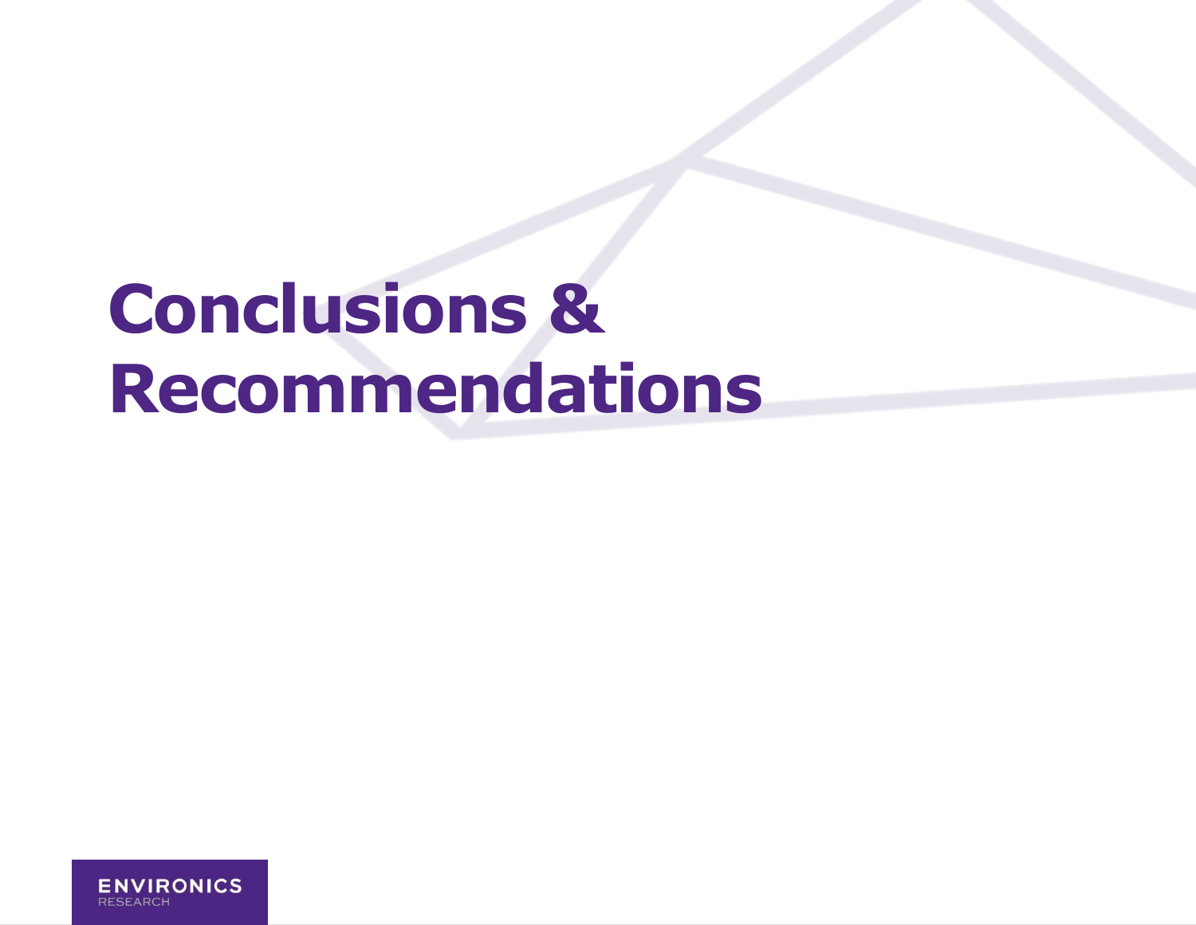# Conclusions & Recommendations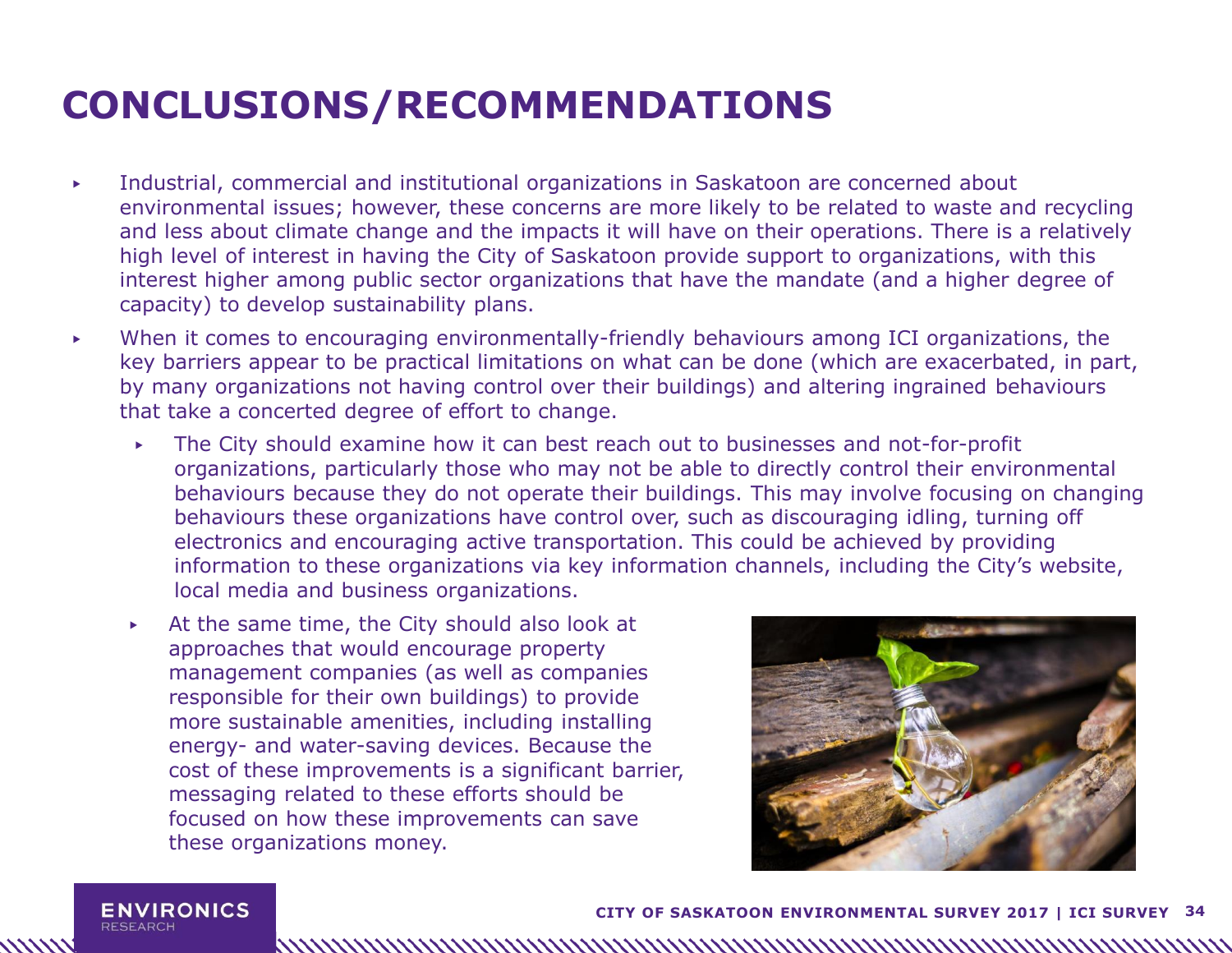# CONCLUSIONS/RECOMMENDATIONS

- Industrial, commercial and institutional organizations in Saskatoon are concerned about environmental issues; however, these concerns are more likely to be related to waste and recycling and less about climate change and the impacts it will have on their operations. There is a relatively high level of interest in having the City of Saskatoon provide support to organizations, with this interest higher among public sector organizations that have the mandate (and a higher degree of capacity) to develop sustainability plans.
- When it comes to encouraging environmentally-friendly behaviours among ICI organizations, the key barriers appear to be practical limitations on what can be done (which are exacerbated, in part, by many organizations not having control over their buildings) and altering ingrained behaviours that take a concerted degree of effort to change.
  - The City should examine how it can best reach out to businesses and not-for-profit organizations, particularly those who may not be able to directly control their environmental behaviours because they do not operate their buildings. This may involve focusing on changing behaviours these organizations have control over, such as discouraging idling, turning off electronics and encouraging active transportation. This could be achieved by providing information to these organizations via key information channels, including the City's website, local media and business organizations.
  - At the same time, the City should also look at approaches that would encourage property management companies (as well as companies responsible for their own buildings) to provide more sustainable amenities, including installing energy- and water-saving devices. Because the cost of these improvements is a significant barrier, messaging related to these efforts should be focused on how these improvements can save these organizations money.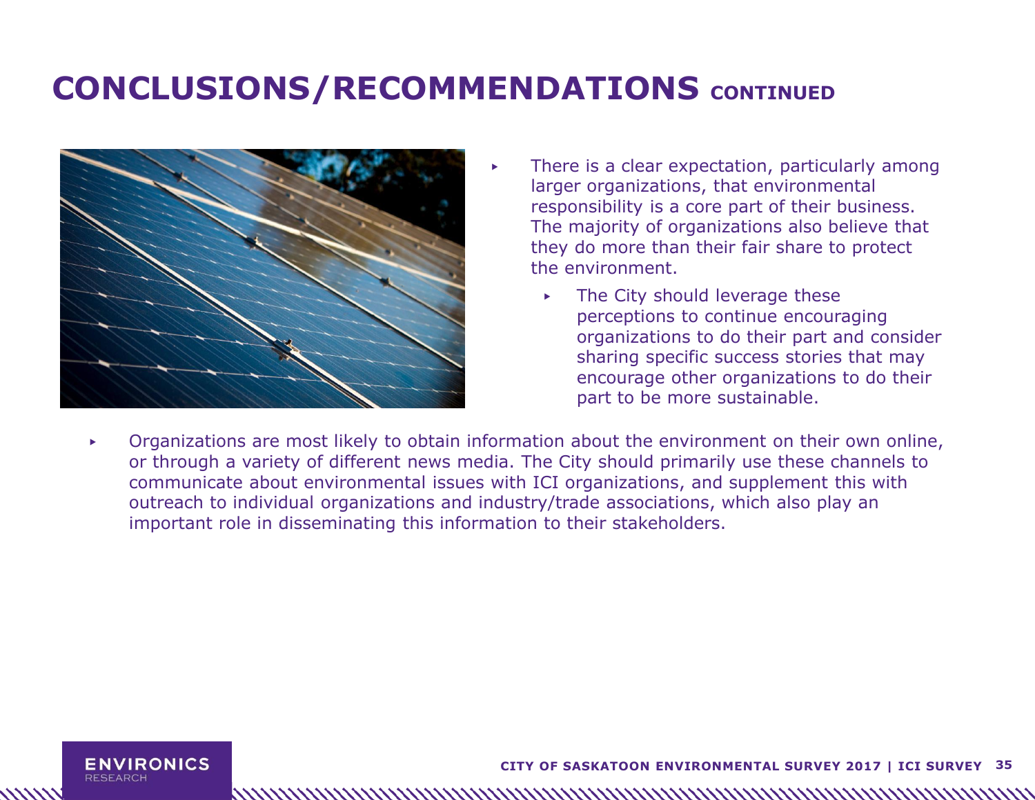# CONCLUSIONS/RECOMMENDATIONS CONTINUED

- There is a clear expectation, particularly among larger organizations, that environmental responsibility is a core part of their business. The majority of organizations also believe that they do more than their fair share to protect the environment.
  - The City should leverage these perceptions to continue encouraging organizations to do their part and consider sharing specific success stories that may encourage other organizations to do their part to be more sustainable.
- Organizations are most likely to obtain information about the environment on their own online, or through a variety of different news media. The City should primarily use these channels to communicate about environmental issues with ICI organizations, and supplement this with outreach to individual organizations and industry/trade associations, which also play an important role in disseminating this information to their stakeholders.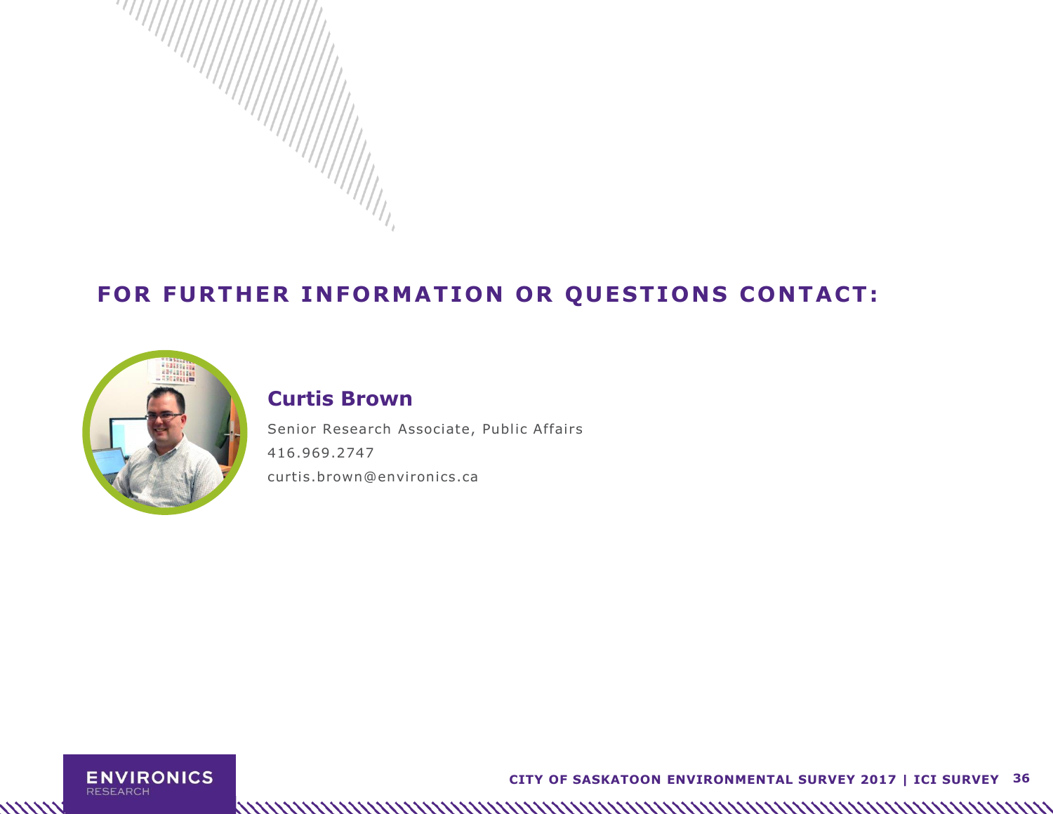## FOR FURTHER INFORMATION OR QUESTIONS CONTACT:

### Curtis Brown

Senior Research Associate, Public Affairs

416.969.2747

curtis.brown@environics.ca